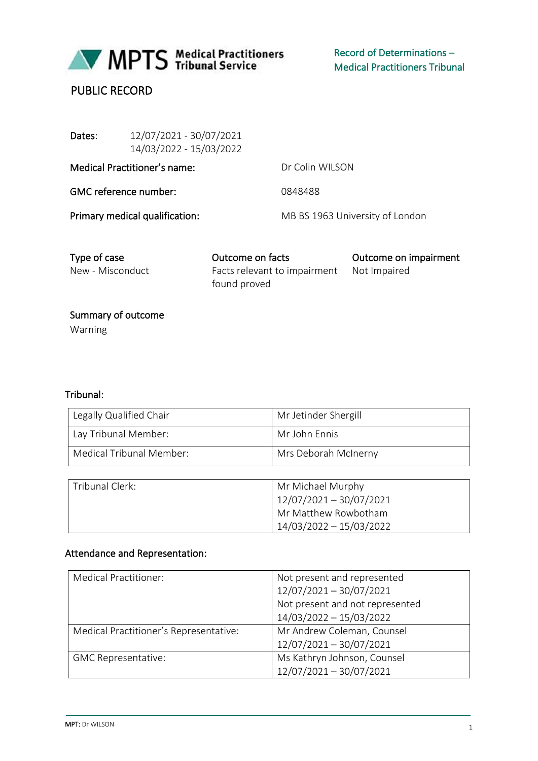MPTS Medical Practitioners Tribunal Service

Record of Determinations – Medical Practitioners Tribunal

# PUBLIC RECORD

**Dates:** 12/07/2021 - 30/07/2021
14/03/2022 - 15/03/2022

**Medical Practitioner's name:** Dr Colin WILSON

**GMC reference number:** 0848488

**Primary medical qualification:** MB BS 1963 University of London

| Type of case | Outcome on facts | Outcome on impairment |
|---|---|---|
| New - Misconduct | Facts relevant to impairment found proved | Not Impaired |

**Summary of outcome**
Warning

## Tribunal:

| | |
|---|---|
| Legally Qualified Chair | Mr Jetinder Shergill |
| Lay Tribunal Member: | Mr John Ennis |
| Medical Tribunal Member: | Mrs Deborah McInerny |

| | |
|---|---|
| Tribunal Clerk: | Mr Michael Murphy<br>12/07/2021 – 30/07/2021<br>Mr Matthew Rowbotham<br>14/03/2022 – 15/03/2022 |

## Attendance and Representation:

| | |
|---|---|
| Medical Practitioner: | Not present and represented<br>12/07/2021 – 30/07/2021<br>Not present and not represented<br>14/03/2022 – 15/03/2022 |
| Medical Practitioner's Representative: | Mr Andrew Coleman, Counsel<br>12/07/2021 – 30/07/2021 |
| GMC Representative: | Ms Kathryn Johnson, Counsel<br>12/07/2021 – 30/07/2021 |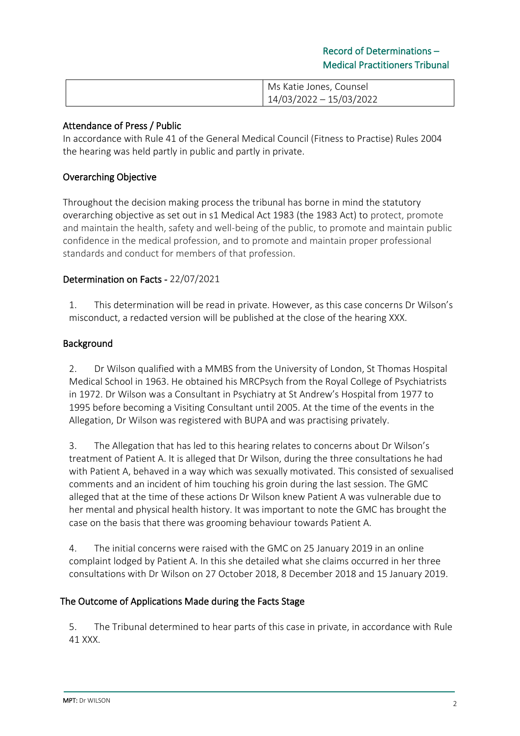| | Ms Katie Jones, Counsel<br>14/03/2022 – 15/03/2022 |
|---|---|

## Attendance of Press / Public

In accordance with Rule 41 of the General Medical Council (Fitness to Practise) Rules 2004 the hearing was held partly in public and partly in private.

## Overarching Objective

Throughout the decision making process the tribunal has borne in mind the statutory overarching objective as set out in s1 Medical Act 1983 (the 1983 Act) to protect, promote and maintain the health, safety and well-being of the public, to promote and maintain public confidence in the medical profession, and to promote and maintain proper professional standards and conduct for members of that profession.

## Determination on Facts - 22/07/2021

1. This determination will be read in private. However, as this case concerns Dr Wilson's misconduct, a redacted version will be published at the close of the hearing XXX.

## Background

2. Dr Wilson qualified with a MMBS from the University of London, St Thomas Hospital Medical School in 1963. He obtained his MRCPsych from the Royal College of Psychiatrists in 1972. Dr Wilson was a Consultant in Psychiatry at St Andrew's Hospital from 1977 to 1995 before becoming a Visiting Consultant until 2005. At the time of the events in the Allegation, Dr Wilson was registered with BUPA and was practising privately.

3. The Allegation that has led to this hearing relates to concerns about Dr Wilson's treatment of Patient A. It is alleged that Dr Wilson, during the three consultations he had with Patient A, behaved in a way which was sexually motivated. This consisted of sexualised comments and an incident of him touching his groin during the last session. The GMC alleged that at the time of these actions Dr Wilson knew Patient A was vulnerable due to her mental and physical health history. It was important to note the GMC has brought the case on the basis that there was grooming behaviour towards Patient A.

4. The initial concerns were raised with the GMC on 25 January 2019 in an online complaint lodged by Patient A. In this she detailed what she claims occurred in her three consultations with Dr Wilson on 27 October 2018, 8 December 2018 and 15 January 2019.

## The Outcome of Applications Made during the Facts Stage

5. The Tribunal determined to hear parts of this case in private, in accordance with Rule 41 XXX.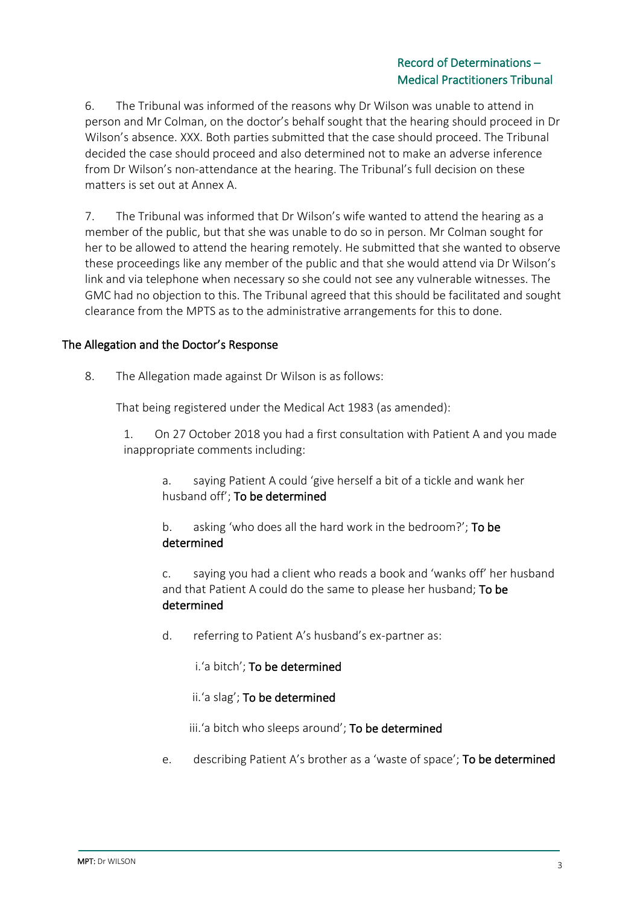6. The Tribunal was informed of the reasons why Dr Wilson was unable to attend in person and Mr Colman, on the doctor's behalf sought that the hearing should proceed in Dr Wilson's absence. XXX. Both parties submitted that the case should proceed. The Tribunal decided the case should proceed and also determined not to make an adverse inference from Dr Wilson's non-attendance at the hearing. The Tribunal's full decision on these matters is set out at Annex A.

7. The Tribunal was informed that Dr Wilson's wife wanted to attend the hearing as a member of the public, but that she was unable to do so in person. Mr Colman sought for her to be allowed to attend the hearing remotely. He submitted that she wanted to observe these proceedings like any member of the public and that she would attend via Dr Wilson's link and via telephone when necessary so she could not see any vulnerable witnesses. The GMC had no objection to this. The Tribunal agreed that this should be facilitated and sought clearance from the MPTS as to the administrative arrangements for this to done.

## The Allegation and the Doctor's Response

8. The Allegation made against Dr Wilson is as follows:

That being registered under the Medical Act 1983 (as amended):

1. On 27 October 2018 you had a first consultation with Patient A and you made inappropriate comments including:

   a. saying Patient A could 'give herself a bit of a tickle and wank her husband off'; **To be determined**

   b. asking 'who does all the hard work in the bedroom?'; **To be determined**

   c. saying you had a client who reads a book and 'wanks off' her husband and that Patient A could do the same to please her husband; **To be determined**

   d. referring to Patient A's husband's ex-partner as:

      i. 'a bitch'; **To be determined**

      ii. 'a slag'; **To be determined**

      iii. 'a bitch who sleeps around'; **To be determined**

   e. describing Patient A's brother as a 'waste of space'; **To be determined**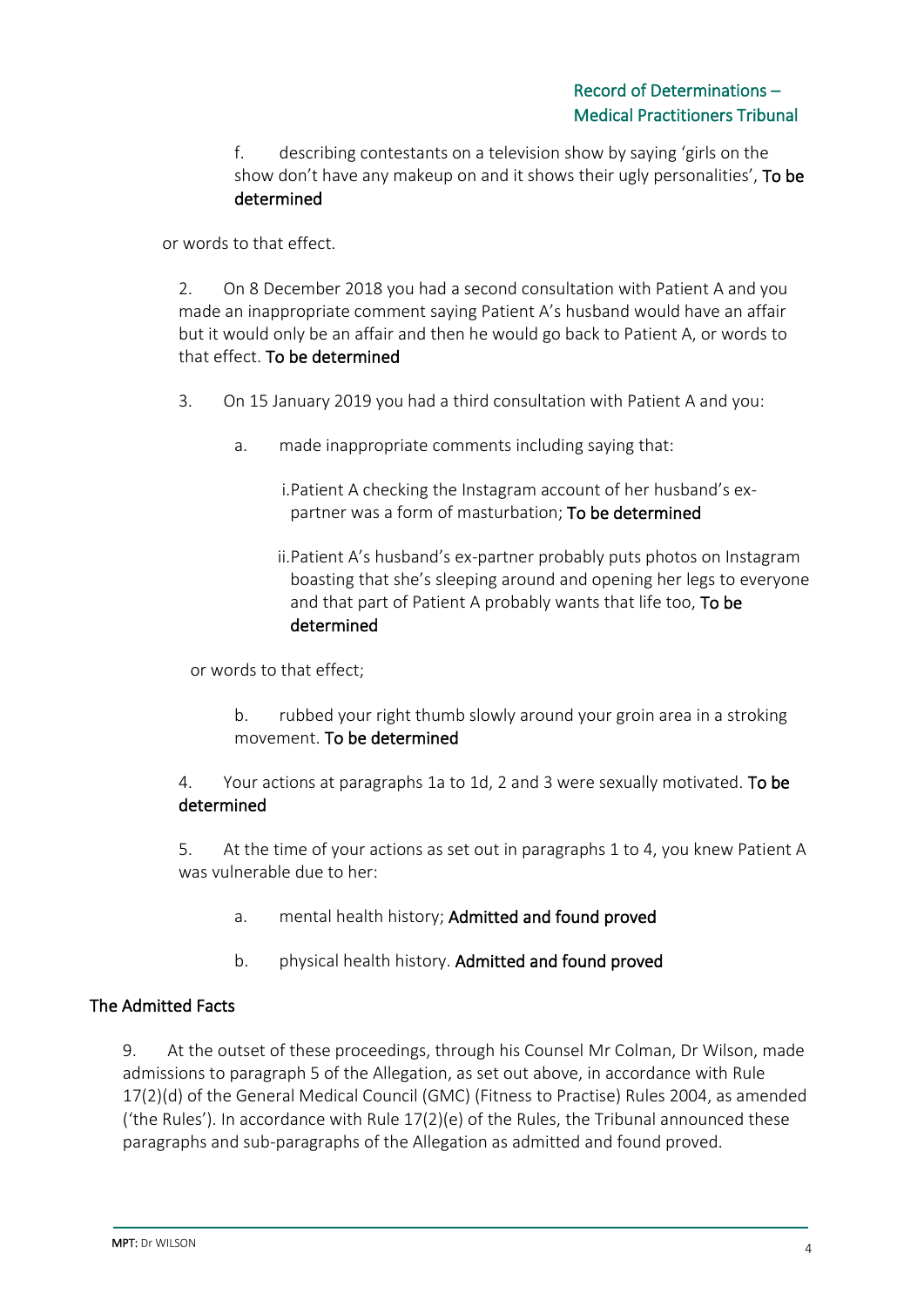f. describing contestants on a television show by saying 'girls on the show don't have any makeup on and it shows their ugly personalities', **To be determined**

or words to that effect.

2. On 8 December 2018 you had a second consultation with Patient A and you made an inappropriate comment saying Patient A's husband would have an affair but it would only be an affair and then he would go back to Patient A, or words to that effect. **To be determined**

3. On 15 January 2019 you had a third consultation with Patient A and you:

   a. made inappropriate comments including saying that:

      i. Patient A checking the Instagram account of her husband's ex-partner was a form of masturbation; **To be determined**

      ii. Patient A's husband's ex-partner probably puts photos on Instagram boasting that she's sleeping around and opening her legs to everyone and that part of Patient A probably wants that life too, **To be determined**

   or words to that effect;

   b. rubbed your right thumb slowly around your groin area in a stroking movement. **To be determined**

4. Your actions at paragraphs 1a to 1d, 2 and 3 were sexually motivated. **To be determined**

5. At the time of your actions as set out in paragraphs 1 to 4, you knew Patient A was vulnerable due to her:

   a. mental health history; **Admitted and found proved**

   b. physical health history. **Admitted and found proved**

## The Admitted Facts

9. At the outset of these proceedings, through his Counsel Mr Colman, Dr Wilson, made admissions to paragraph 5 of the Allegation, as set out above, in accordance with Rule 17(2)(d) of the General Medical Council (GMC) (Fitness to Practise) Rules 2004, as amended ('the Rules'). In accordance with Rule 17(2)(e) of the Rules, the Tribunal announced these paragraphs and sub-paragraphs of the Allegation as admitted and found proved.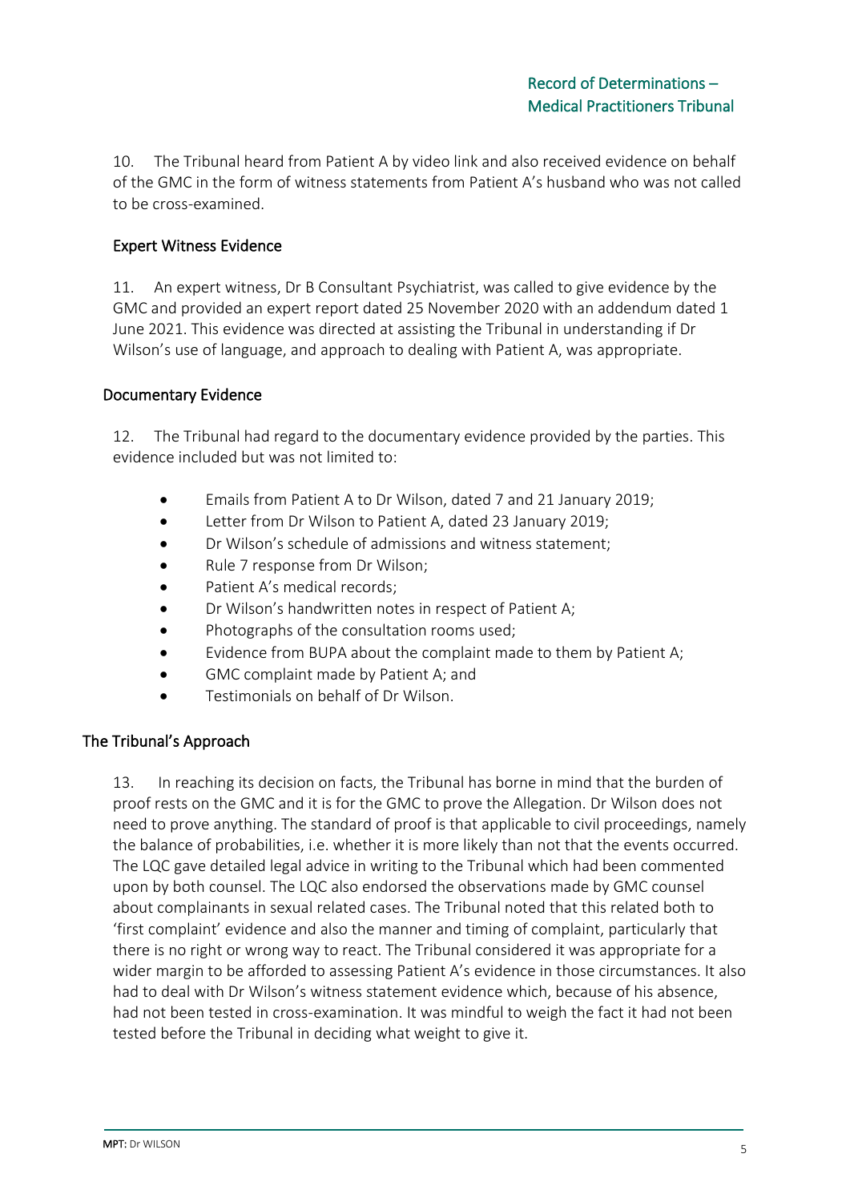10. The Tribunal heard from Patient A by video link and also received evidence on behalf of the GMC in the form of witness statements from Patient A's husband who was not called to be cross-examined.

### Expert Witness Evidence

11. An expert witness, Dr B Consultant Psychiatrist, was called to give evidence by the GMC and provided an expert report dated 25 November 2020 with an addendum dated 1 June 2021. This evidence was directed at assisting the Tribunal in understanding if Dr Wilson's use of language, and approach to dealing with Patient A, was appropriate.

### Documentary Evidence

12. The Tribunal had regard to the documentary evidence provided by the parties. This evidence included but was not limited to:

- Emails from Patient A to Dr Wilson, dated 7 and 21 January 2019;
- Letter from Dr Wilson to Patient A, dated 23 January 2019;
- Dr Wilson's schedule of admissions and witness statement;
- Rule 7 response from Dr Wilson;
- Patient A's medical records;
- Dr Wilson's handwritten notes in respect of Patient A;
- Photographs of the consultation rooms used;
- Evidence from BUPA about the complaint made to them by Patient A;
- GMC complaint made by Patient A; and
- Testimonials on behalf of Dr Wilson.

## The Tribunal's Approach

13. In reaching its decision on facts, the Tribunal has borne in mind that the burden of proof rests on the GMC and it is for the GMC to prove the Allegation. Dr Wilson does not need to prove anything. The standard of proof is that applicable to civil proceedings, namely the balance of probabilities, i.e. whether it is more likely than not that the events occurred. The LQC gave detailed legal advice in writing to the Tribunal which had been commented upon by both counsel. The LQC also endorsed the observations made by GMC counsel about complainants in sexual related cases. The Tribunal noted that this related both to 'first complaint' evidence and also the manner and timing of complaint, particularly that there is no right or wrong way to react. The Tribunal considered it was appropriate for a wider margin to be afforded to assessing Patient A's evidence in those circumstances. It also had to deal with Dr Wilson's witness statement evidence which, because of his absence, had not been tested in cross-examination. It was mindful to weigh the fact it had not been tested before the Tribunal in deciding what weight to give it.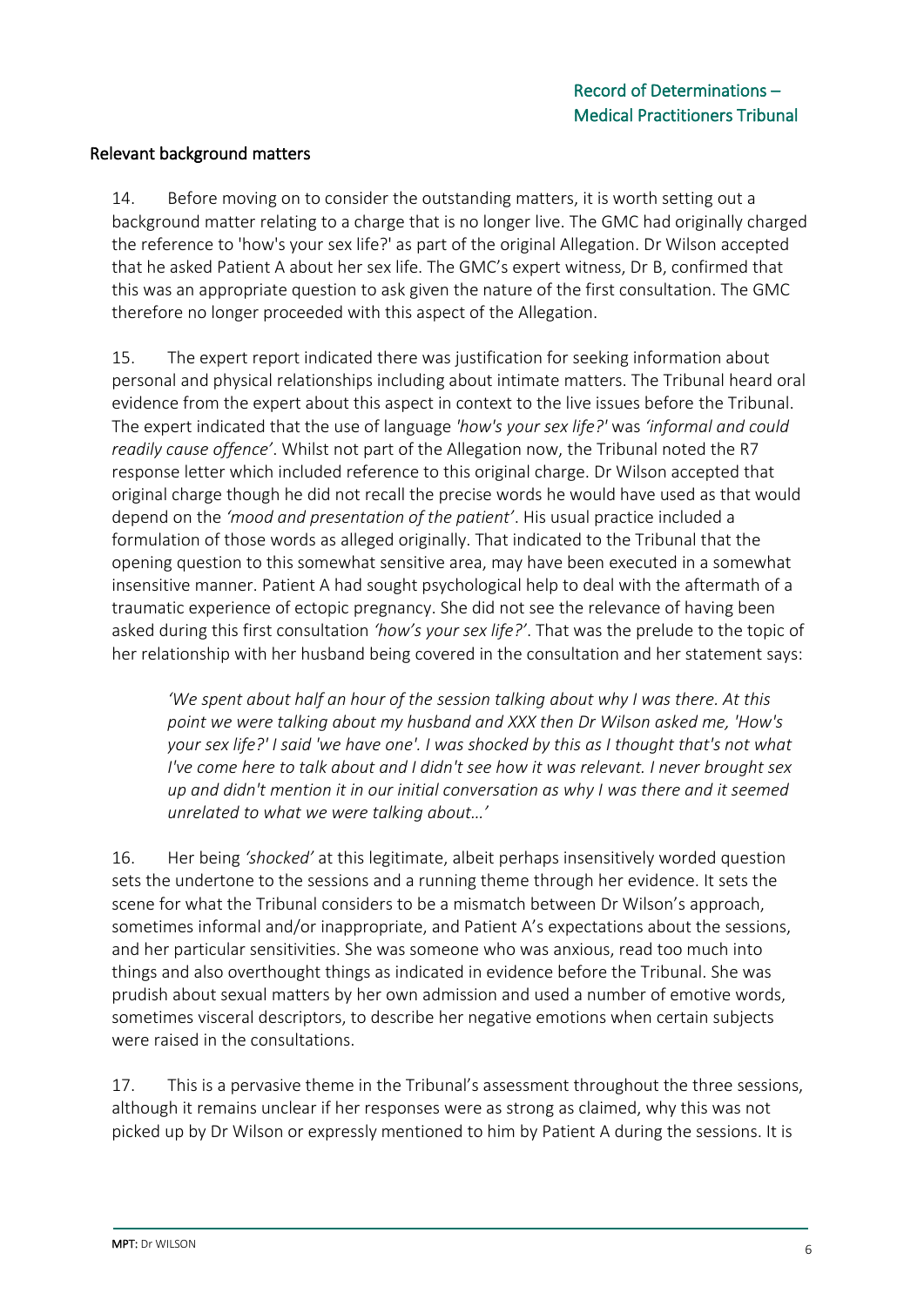## Relevant background matters

14. Before moving on to consider the outstanding matters, it is worth setting out a background matter relating to a charge that is no longer live. The GMC had originally charged the reference to 'how's your sex life?' as part of the original Allegation. Dr Wilson accepted that he asked Patient A about her sex life. The GMC's expert witness, Dr B, confirmed that this was an appropriate question to ask given the nature of the first consultation. The GMC therefore no longer proceeded with this aspect of the Allegation.

15. The expert report indicated there was justification for seeking information about personal and physical relationships including about intimate matters. The Tribunal heard oral evidence from the expert about this aspect in context to the live issues before the Tribunal. The expert indicated that the use of language *'how's your sex life?'* was *'informal and could readily cause offence'*. Whilst not part of the Allegation now, the Tribunal noted the R7 response letter which included reference to this original charge. Dr Wilson accepted that original charge though he did not recall the precise words he would have used as that would depend on the *'mood and presentation of the patient'*. His usual practice included a formulation of those words as alleged originally. That indicated to the Tribunal that the opening question to this somewhat sensitive area, may have been executed in a somewhat insensitive manner. Patient A had sought psychological help to deal with the aftermath of a traumatic experience of ectopic pregnancy. She did not see the relevance of having been asked during this first consultation *'how's your sex life?'*. That was the prelude to the topic of her relationship with her husband being covered in the consultation and her statement says:

> *'We spent about half an hour of the session talking about why I was there. At this point we were talking about my husband and XXX then Dr Wilson asked me, 'How's your sex life?' I said 'we have one'. I was shocked by this as I thought that's not what I've come here to talk about and I didn't see how it was relevant. I never brought sex up and didn't mention it in our initial conversation as why I was there and it seemed unrelated to what we were talking about…'*

16. Her being *'shocked'* at this legitimate, albeit perhaps insensitively worded question sets the undertone to the sessions and a running theme through her evidence. It sets the scene for what the Tribunal considers to be a mismatch between Dr Wilson's approach, sometimes informal and/or inappropriate, and Patient A's expectations about the sessions, and her particular sensitivities. She was someone who was anxious, read too much into things and also overthought things as indicated in evidence before the Tribunal. She was prudish about sexual matters by her own admission and used a number of emotive words, sometimes visceral descriptors, to describe her negative emotions when certain subjects were raised in the consultations.

17. This is a pervasive theme in the Tribunal's assessment throughout the three sessions, although it remains unclear if her responses were as strong as claimed, why this was not picked up by Dr Wilson or expressly mentioned to him by Patient A during the sessions. It is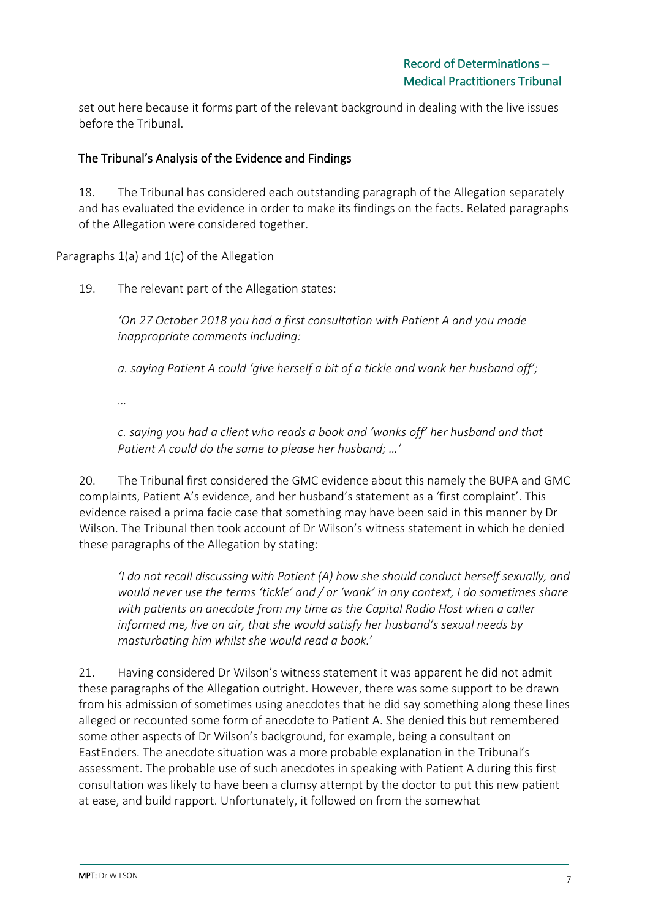set out here because it forms part of the relevant background in dealing with the live issues before the Tribunal.

## The Tribunal's Analysis of the Evidence and Findings

18. The Tribunal has considered each outstanding paragraph of the Allegation separately and has evaluated the evidence in order to make its findings on the facts. Related paragraphs of the Allegation were considered together.

### Paragraphs 1(a) and 1(c) of the Allegation

19. The relevant part of the Allegation states:

> *'On 27 October 2018 you had a first consultation with Patient A and you made inappropriate comments including:*
>
> *a. saying Patient A could 'give herself a bit of a tickle and wank her husband off';*
>
> *…*
>
> *c. saying you had a client who reads a book and 'wanks off' her husband and that Patient A could do the same to please her husband; …'*

20. The Tribunal first considered the GMC evidence about this namely the BUPA and GMC complaints, Patient A's evidence, and her husband's statement as a 'first complaint'. This evidence raised a prima facie case that something may have been said in this manner by Dr Wilson. The Tribunal then took account of Dr Wilson's witness statement in which he denied these paragraphs of the Allegation by stating:

> *'I do not recall discussing with Patient (A) how she should conduct herself sexually, and would never use the terms 'tickle' and / or 'wank' in any context, I do sometimes share with patients an anecdote from my time as the Capital Radio Host when a caller informed me, live on air, that she would satisfy her husband's sexual needs by masturbating him whilst she would read a book.'*

21. Having considered Dr Wilson's witness statement it was apparent he did not admit these paragraphs of the Allegation outright. However, there was some support to be drawn from his admission of sometimes using anecdotes that he did say something along these lines alleged or recounted some form of anecdote to Patient A. She denied this but remembered some other aspects of Dr Wilson's background, for example, being a consultant on EastEnders. The anecdote situation was a more probable explanation in the Tribunal's assessment. The probable use of such anecdotes in speaking with Patient A during this first consultation was likely to have been a clumsy attempt by the doctor to put this new patient at ease, and build rapport. Unfortunately, it followed on from the somewhat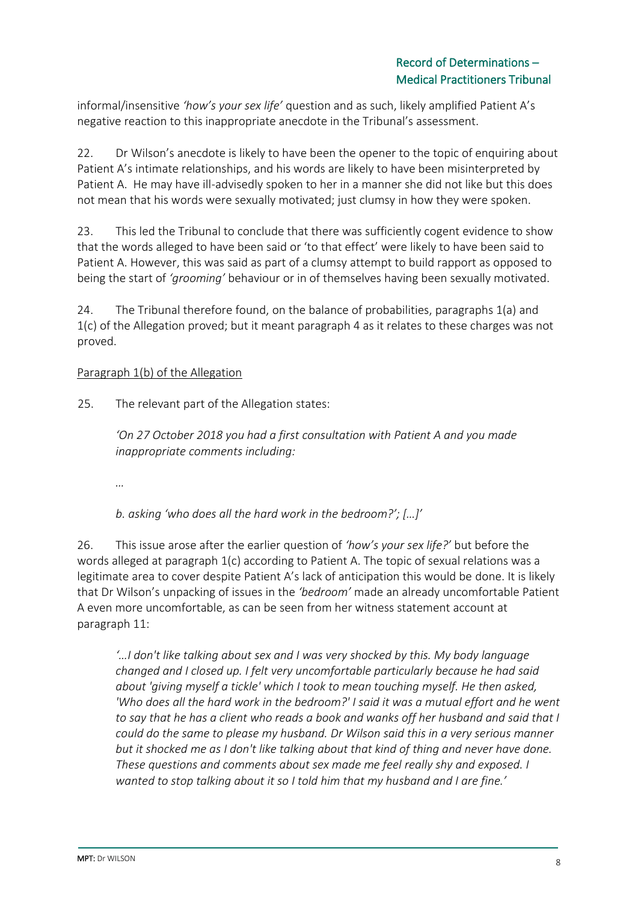informal/insensitive *'how's your sex life'* question and as such, likely amplified Patient A's negative reaction to this inappropriate anecdote in the Tribunal's assessment.

22. Dr Wilson's anecdote is likely to have been the opener to the topic of enquiring about Patient A's intimate relationships, and his words are likely to have been misinterpreted by Patient A. He may have ill-advisedly spoken to her in a manner she did not like but this does not mean that his words were sexually motivated; just clumsy in how they were spoken.

23. This led the Tribunal to conclude that there was sufficiently cogent evidence to show that the words alleged to have been said or 'to that effect' were likely to have been said to Patient A. However, this was said as part of a clumsy attempt to build rapport as opposed to being the start of *'grooming'* behaviour or in of themselves having been sexually motivated.

24. The Tribunal therefore found, on the balance of probabilities, paragraphs 1(a) and 1(c) of the Allegation proved; but it meant paragraph 4 as it relates to these charges was not proved.

<u>Paragraph 1(b) of the Allegation</u>

25. The relevant part of the Allegation states:

> *'On 27 October 2018 you had a first consultation with Patient A and you made inappropriate comments including:*
>
> *…*
>
> *b. asking 'who does all the hard work in the bedroom?'; […]'*

26. This issue arose after the earlier question of *'how's your sex life?'* but before the words alleged at paragraph 1(c) according to Patient A. The topic of sexual relations was a legitimate area to cover despite Patient A's lack of anticipation this would be done. It is likely that Dr Wilson's unpacking of issues in the *'bedroom'* made an already uncomfortable Patient A even more uncomfortable, as can be seen from her witness statement account at paragraph 11:

> *'…I don't like talking about sex and I was very shocked by this. My body language changed and I closed up. I felt very uncomfortable particularly because he had said about 'giving myself a tickle' which I took to mean touching myself. He then asked, 'Who does all the hard work in the bedroom?' I said it was a mutual effort and he went to say that he has a client who reads a book and wanks off her husband and said that I could do the same to please my husband. Dr Wilson said this in a very serious manner but it shocked me as I don't like talking about that kind of thing and never have done. These questions and comments about sex made me feel really shy and exposed. I wanted to stop talking about it so I told him that my husband and I are fine.'*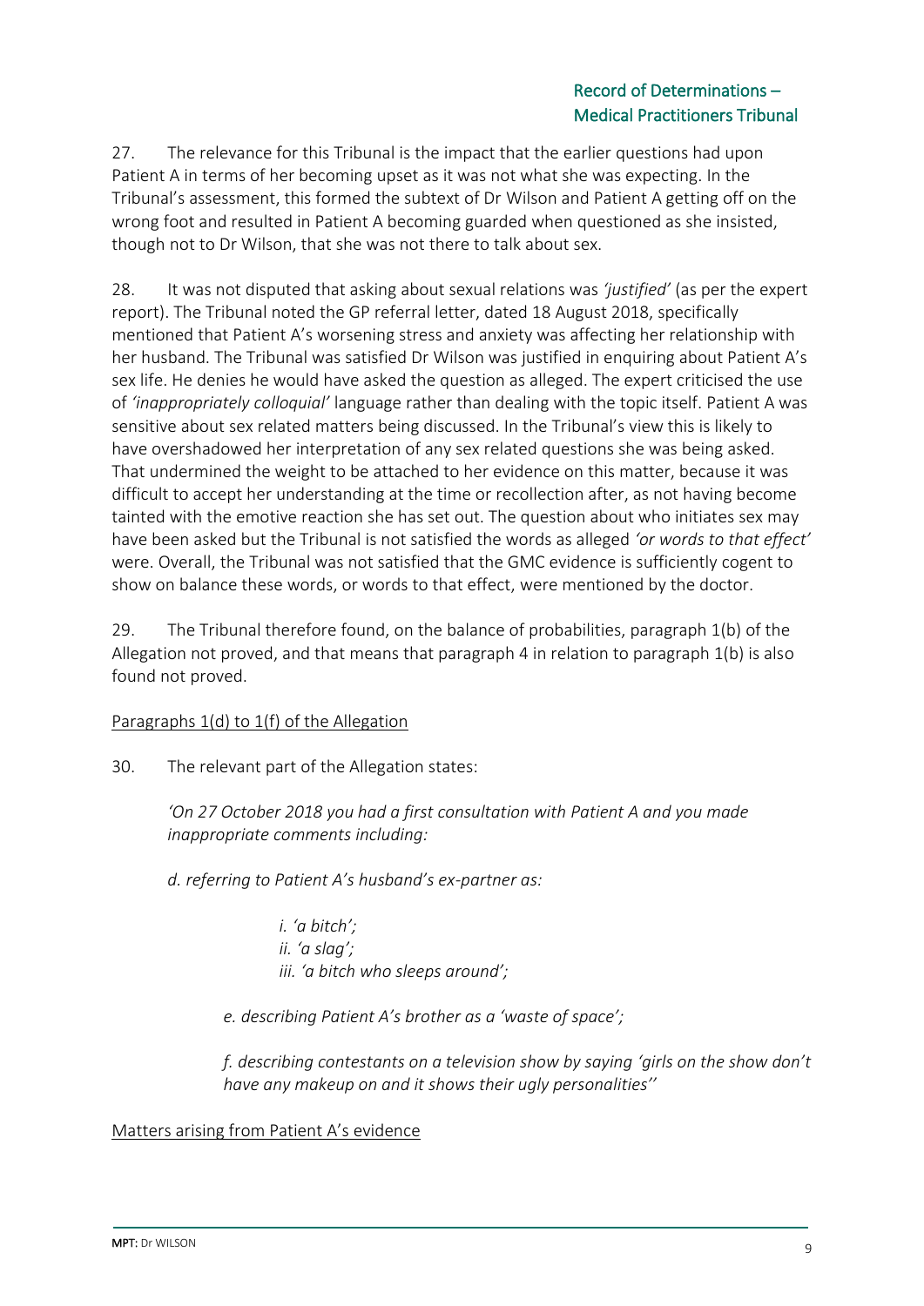27. The relevance for this Tribunal is the impact that the earlier questions had upon Patient A in terms of her becoming upset as it was not what she was expecting. In the Tribunal's assessment, this formed the subtext of Dr Wilson and Patient A getting off on the wrong foot and resulted in Patient A becoming guarded when questioned as she insisted, though not to Dr Wilson, that she was not there to talk about sex.

28. It was not disputed that asking about sexual relations was *'justified'* (as per the expert report). The Tribunal noted the GP referral letter, dated 18 August 2018, specifically mentioned that Patient A's worsening stress and anxiety was affecting her relationship with her husband. The Tribunal was satisfied Dr Wilson was justified in enquiring about Patient A's sex life. He denies he would have asked the question as alleged. The expert criticised the use of *'inappropriately colloquial'* language rather than dealing with the topic itself. Patient A was sensitive about sex related matters being discussed. In the Tribunal's view this is likely to have overshadowed her interpretation of any sex related questions she was being asked. That undermined the weight to be attached to her evidence on this matter, because it was difficult to accept her understanding at the time or recollection after, as not having become tainted with the emotive reaction she has set out. The question about who initiates sex may have been asked but the Tribunal is not satisfied the words as alleged *'or words to that effect'* were. Overall, the Tribunal was not satisfied that the GMC evidence is sufficiently cogent to show on balance these words, or words to that effect, were mentioned by the doctor.

29. The Tribunal therefore found, on the balance of probabilities, paragraph 1(b) of the Allegation not proved, and that means that paragraph 4 in relation to paragraph 1(b) is also found not proved.

<u>Paragraphs 1(d) to 1(f) of the Allegation</u>

30. The relevant part of the Allegation states:

> *'On 27 October 2018 you had a first consultation with Patient A and you made inappropriate comments including:*
>
> *d. referring to Patient A's husband's ex-partner as:*
>
> > *i. 'a bitch';*
> > *ii. 'a slag';*
> > *iii. 'a bitch who sleeps around';*
>
> *e. describing Patient A's brother as a 'waste of space';*
>
> *f. describing contestants on a television show by saying 'girls on the show don't have any makeup on and it shows their ugly personalities''*

<u>Matters arising from Patient A's evidence</u>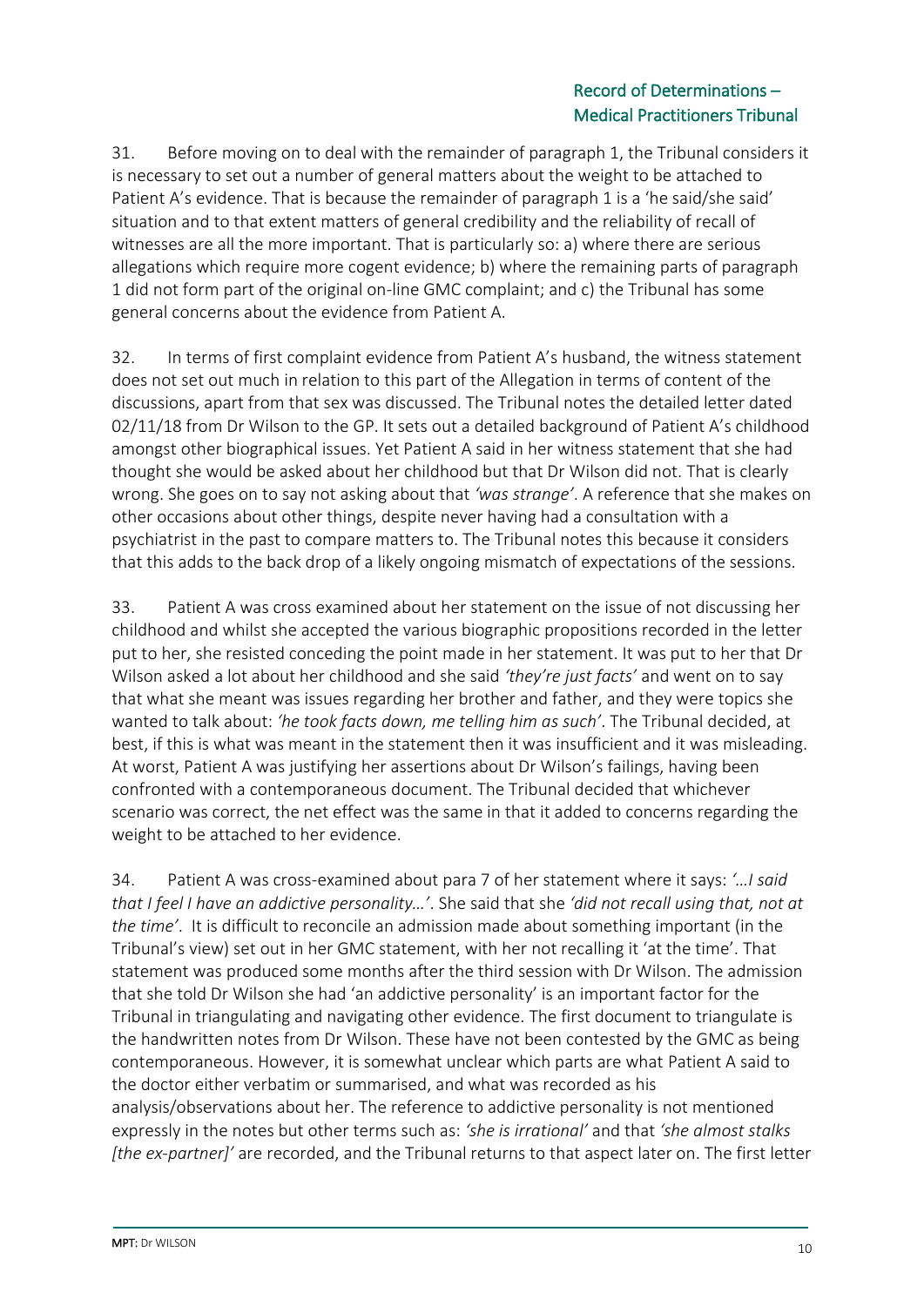31. Before moving on to deal with the remainder of paragraph 1, the Tribunal considers it is necessary to set out a number of general matters about the weight to be attached to Patient A's evidence. That is because the remainder of paragraph 1 is a 'he said/she said' situation and to that extent matters of general credibility and the reliability of recall of witnesses are all the more important. That is particularly so: a) where there are serious allegations which require more cogent evidence; b) where the remaining parts of paragraph 1 did not form part of the original on-line GMC complaint; and c) the Tribunal has some general concerns about the evidence from Patient A.

32. In terms of first complaint evidence from Patient A's husband, the witness statement does not set out much in relation to this part of the Allegation in terms of content of the discussions, apart from that sex was discussed. The Tribunal notes the detailed letter dated 02/11/18 from Dr Wilson to the GP. It sets out a detailed background of Patient A's childhood amongst other biographical issues. Yet Patient A said in her witness statement that she had thought she would be asked about her childhood but that Dr Wilson did not. That is clearly wrong. She goes on to say not asking about that *'was strange'*. A reference that she makes on other occasions about other things, despite never having had a consultation with a psychiatrist in the past to compare matters to. The Tribunal notes this because it considers that this adds to the back drop of a likely ongoing mismatch of expectations of the sessions.

33. Patient A was cross examined about her statement on the issue of not discussing her childhood and whilst she accepted the various biographic propositions recorded in the letter put to her, she resisted conceding the point made in her statement. It was put to her that Dr Wilson asked a lot about her childhood and she said *'they're just facts'* and went on to say that what she meant was issues regarding her brother and father, and they were topics she wanted to talk about: *'he took facts down, me telling him as such'*. The Tribunal decided, at best, if this is what was meant in the statement then it was insufficient and it was misleading. At worst, Patient A was justifying her assertions about Dr Wilson's failings, having been confronted with a contemporaneous document. The Tribunal decided that whichever scenario was correct, the net effect was the same in that it added to concerns regarding the weight to be attached to her evidence.

34. Patient A was cross-examined about para 7 of her statement where it says: *'…I said that I feel I have an addictive personality…'*. She said that she *'did not recall using that, not at the time'*. It is difficult to reconcile an admission made about something important (in the Tribunal's view) set out in her GMC statement, with her not recalling it 'at the time'. That statement was produced some months after the third session with Dr Wilson. The admission that she told Dr Wilson she had 'an addictive personality' is an important factor for the Tribunal in triangulating and navigating other evidence. The first document to triangulate is the handwritten notes from Dr Wilson. These have not been contested by the GMC as being contemporaneous. However, it is somewhat unclear which parts are what Patient A said to the doctor either verbatim or summarised, and what was recorded as his analysis/observations about her. The reference to addictive personality is not mentioned expressly in the notes but other terms such as: *'she is irrational'* and that *'she almost stalks [the ex-partner]'* are recorded, and the Tribunal returns to that aspect later on. The first letter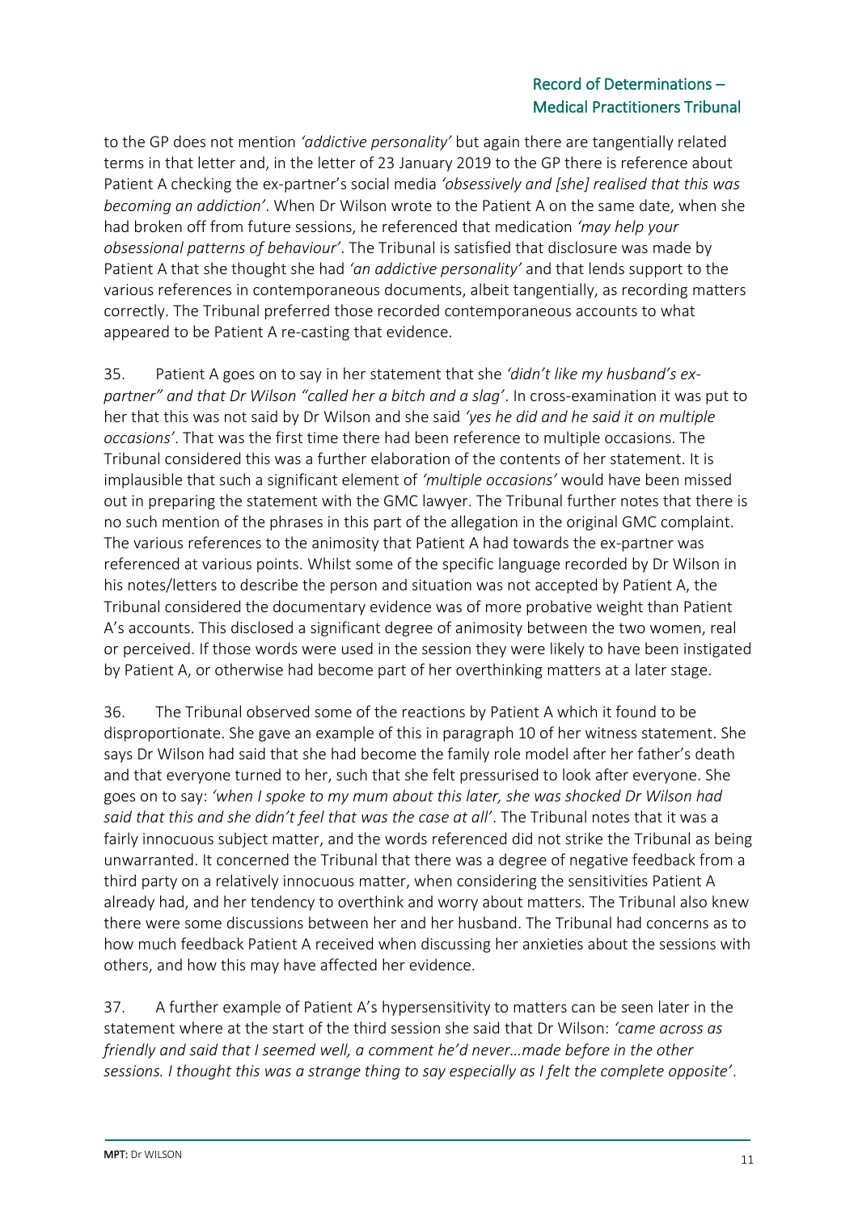to the GP does not mention *'addictive personality'* but again there are tangentially related terms in that letter and, in the letter of 23 January 2019 to the GP there is reference about Patient A checking the ex-partner's social media *'obsessively and [she] realised that this was becoming an addiction'*. When Dr Wilson wrote to the Patient A on the same date, when she had broken off from future sessions, he referenced that medication *'may help your obsessional patterns of behaviour'*. The Tribunal is satisfied that disclosure was made by Patient A that she thought she had *'an addictive personality'* and that lends support to the various references in contemporaneous documents, albeit tangentially, as recording matters correctly. The Tribunal preferred those recorded contemporaneous accounts to what appeared to be Patient A re-casting that evidence.

35. Patient A goes on to say in her statement that she *'didn't like my husband's ex-partner" and that Dr Wilson "called her a bitch and a slag'*. In cross-examination it was put to her that this was not said by Dr Wilson and she said *'yes he did and he said it on multiple occasions'*. That was the first time there had been reference to multiple occasions. The Tribunal considered this was a further elaboration of the contents of her statement. It is implausible that such a significant element of *'multiple occasions'* would have been missed out in preparing the statement with the GMC lawyer. The Tribunal further notes that there is no such mention of the phrases in this part of the allegation in the original GMC complaint. The various references to the animosity that Patient A had towards the ex-partner was referenced at various points. Whilst some of the specific language recorded by Dr Wilson in his notes/letters to describe the person and situation was not accepted by Patient A, the Tribunal considered the documentary evidence was of more probative weight than Patient A's accounts. This disclosed a significant degree of animosity between the two women, real or perceived. If those words were used in the session they were likely to have been instigated by Patient A, or otherwise had become part of her overthinking matters at a later stage.

36. The Tribunal observed some of the reactions by Patient A which it found to be disproportionate. She gave an example of this in paragraph 10 of her witness statement. She says Dr Wilson had said that she had become the family role model after her father's death and that everyone turned to her, such that she felt pressurised to look after everyone. She goes on to say: *'when I spoke to my mum about this later, she was shocked Dr Wilson had said that this and she didn't feel that was the case at all'*. The Tribunal notes that it was a fairly innocuous subject matter, and the words referenced did not strike the Tribunal as being unwarranted. It concerned the Tribunal that there was a degree of negative feedback from a third party on a relatively innocuous matter, when considering the sensitivities Patient A already had, and her tendency to overthink and worry about matters. The Tribunal also knew there were some discussions between her and her husband. The Tribunal had concerns as to how much feedback Patient A received when discussing her anxieties about the sessions with others, and how this may have affected her evidence.

37. A further example of Patient A's hypersensitivity to matters can be seen later in the statement where at the start of the third session she said that Dr Wilson: *'came across as friendly and said that I seemed well, a comment he'd never…made before in the other sessions. I thought this was a strange thing to say especially as I felt the complete opposite'*.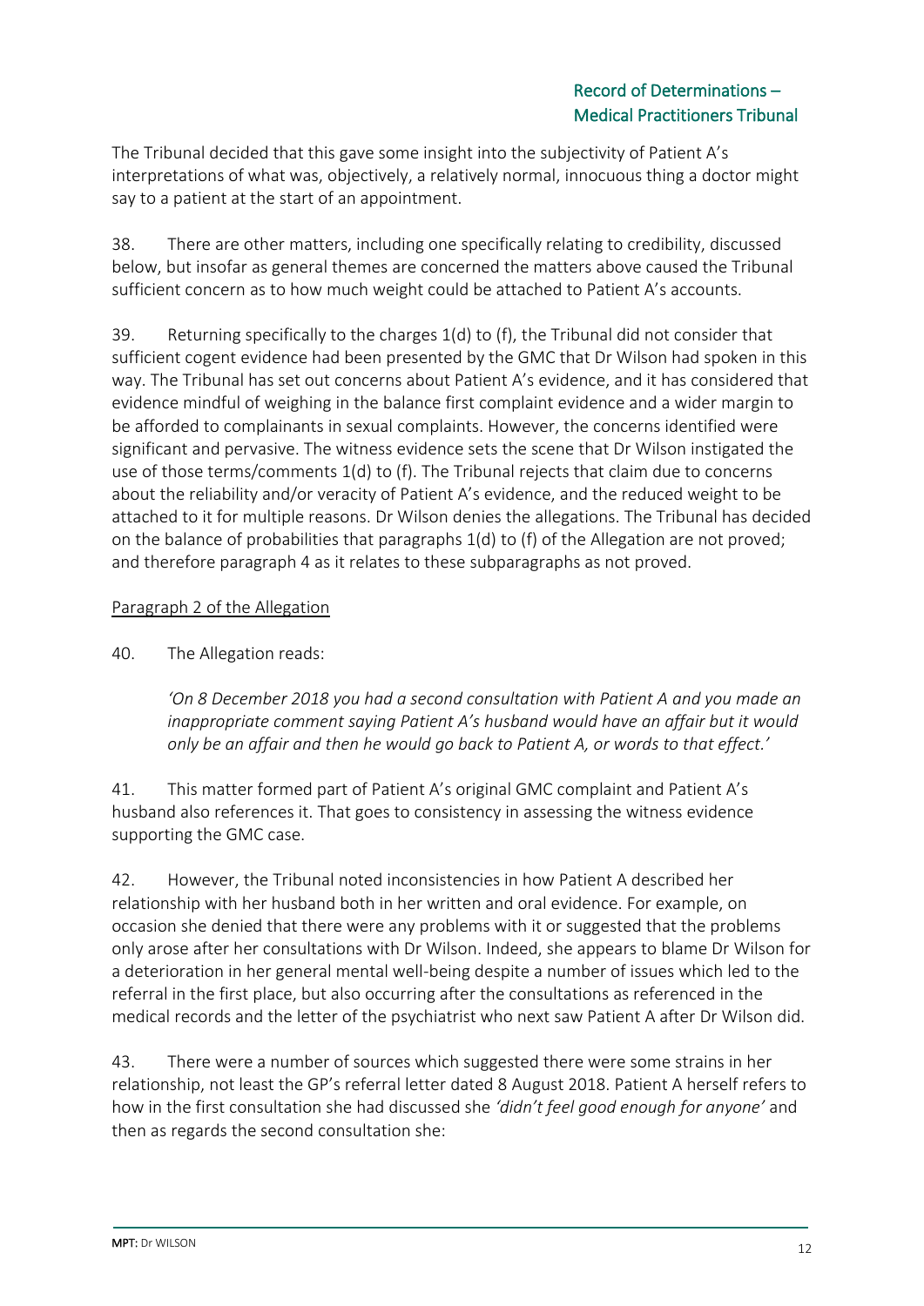The Tribunal decided that this gave some insight into the subjectivity of Patient A's interpretations of what was, objectively, a relatively normal, innocuous thing a doctor might say to a patient at the start of an appointment.

38. There are other matters, including one specifically relating to credibility, discussed below, but insofar as general themes are concerned the matters above caused the Tribunal sufficient concern as to how much weight could be attached to Patient A's accounts.

39. Returning specifically to the charges 1(d) to (f), the Tribunal did not consider that sufficient cogent evidence had been presented by the GMC that Dr Wilson had spoken in this way. The Tribunal has set out concerns about Patient A's evidence, and it has considered that evidence mindful of weighing in the balance first complaint evidence and a wider margin to be afforded to complainants in sexual complaints. However, the concerns identified were significant and pervasive. The witness evidence sets the scene that Dr Wilson instigated the use of those terms/comments 1(d) to (f). The Tribunal rejects that claim due to concerns about the reliability and/or veracity of Patient A's evidence, and the reduced weight to be attached to it for multiple reasons. Dr Wilson denies the allegations. The Tribunal has decided on the balance of probabilities that paragraphs 1(d) to (f) of the Allegation are not proved; and therefore paragraph 4 as it relates to these subparagraphs as not proved.

<u>Paragraph 2 of the Allegation</u>

40. The Allegation reads:

> *'On 8 December 2018 you had a second consultation with Patient A and you made an inappropriate comment saying Patient A's husband would have an affair but it would only be an affair and then he would go back to Patient A, or words to that effect.'*

41. This matter formed part of Patient A's original GMC complaint and Patient A's husband also references it. That goes to consistency in assessing the witness evidence supporting the GMC case.

42. However, the Tribunal noted inconsistencies in how Patient A described her relationship with her husband both in her written and oral evidence. For example, on occasion she denied that there were any problems with it or suggested that the problems only arose after her consultations with Dr Wilson. Indeed, she appears to blame Dr Wilson for a deterioration in her general mental well-being despite a number of issues which led to the referral in the first place, but also occurring after the consultations as referenced in the medical records and the letter of the psychiatrist who next saw Patient A after Dr Wilson did.

43. There were a number of sources which suggested there were some strains in her relationship, not least the GP's referral letter dated 8 August 2018. Patient A herself refers to how in the first consultation she had discussed she *'didn't feel good enough for anyone'* and then as regards the second consultation she: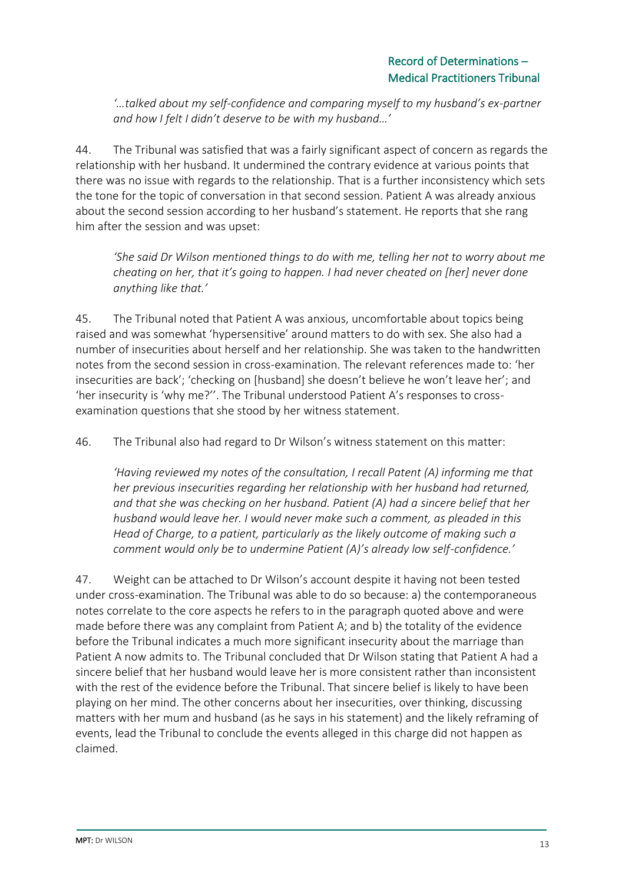*'…talked about my self-confidence and comparing myself to my husband's ex-partner and how I felt I didn't deserve to be with my husband…'*

44. The Tribunal was satisfied that was a fairly significant aspect of concern as regards the relationship with her husband. It undermined the contrary evidence at various points that there was no issue with regards to the relationship. That is a further inconsistency which sets the tone for the topic of conversation in that second session. Patient A was already anxious about the second session according to her husband's statement. He reports that she rang him after the session and was upset:

> *'She said Dr Wilson mentioned things to do with me, telling her not to worry about me cheating on her, that it's going to happen. I had never cheated on [her] never done anything like that.'*

45. The Tribunal noted that Patient A was anxious, uncomfortable about topics being raised and was somewhat 'hypersensitive' around matters to do with sex. She also had a number of insecurities about herself and her relationship. She was taken to the handwritten notes from the second session in cross-examination. The relevant references made to: 'her insecurities are back'; 'checking on [husband] she doesn't believe he won't leave her'; and 'her insecurity is 'why me?''. The Tribunal understood Patient A's responses to cross-examination questions that she stood by her witness statement.

46. The Tribunal also had regard to Dr Wilson's witness statement on this matter:

> *'Having reviewed my notes of the consultation, I recall Patent (A) informing me that her previous insecurities regarding her relationship with her husband had returned, and that she was checking on her husband. Patient (A) had a sincere belief that her husband would leave her. I would never make such a comment, as pleaded in this Head of Charge, to a patient, particularly as the likely outcome of making such a comment would only be to undermine Patient (A)'s already low self-confidence.'*

47. Weight can be attached to Dr Wilson's account despite it having not been tested under cross-examination. The Tribunal was able to do so because: a) the contemporaneous notes correlate to the core aspects he refers to in the paragraph quoted above and were made before there was any complaint from Patient A; and b) the totality of the evidence before the Tribunal indicates a much more significant insecurity about the marriage than Patient A now admits to. The Tribunal concluded that Dr Wilson stating that Patient A had a sincere belief that her husband would leave her is more consistent rather than inconsistent with the rest of the evidence before the Tribunal. That sincere belief is likely to have been playing on her mind. The other concerns about her insecurities, over thinking, discussing matters with her mum and husband (as he says in his statement) and the likely reframing of events, lead the Tribunal to conclude the events alleged in this charge did not happen as claimed.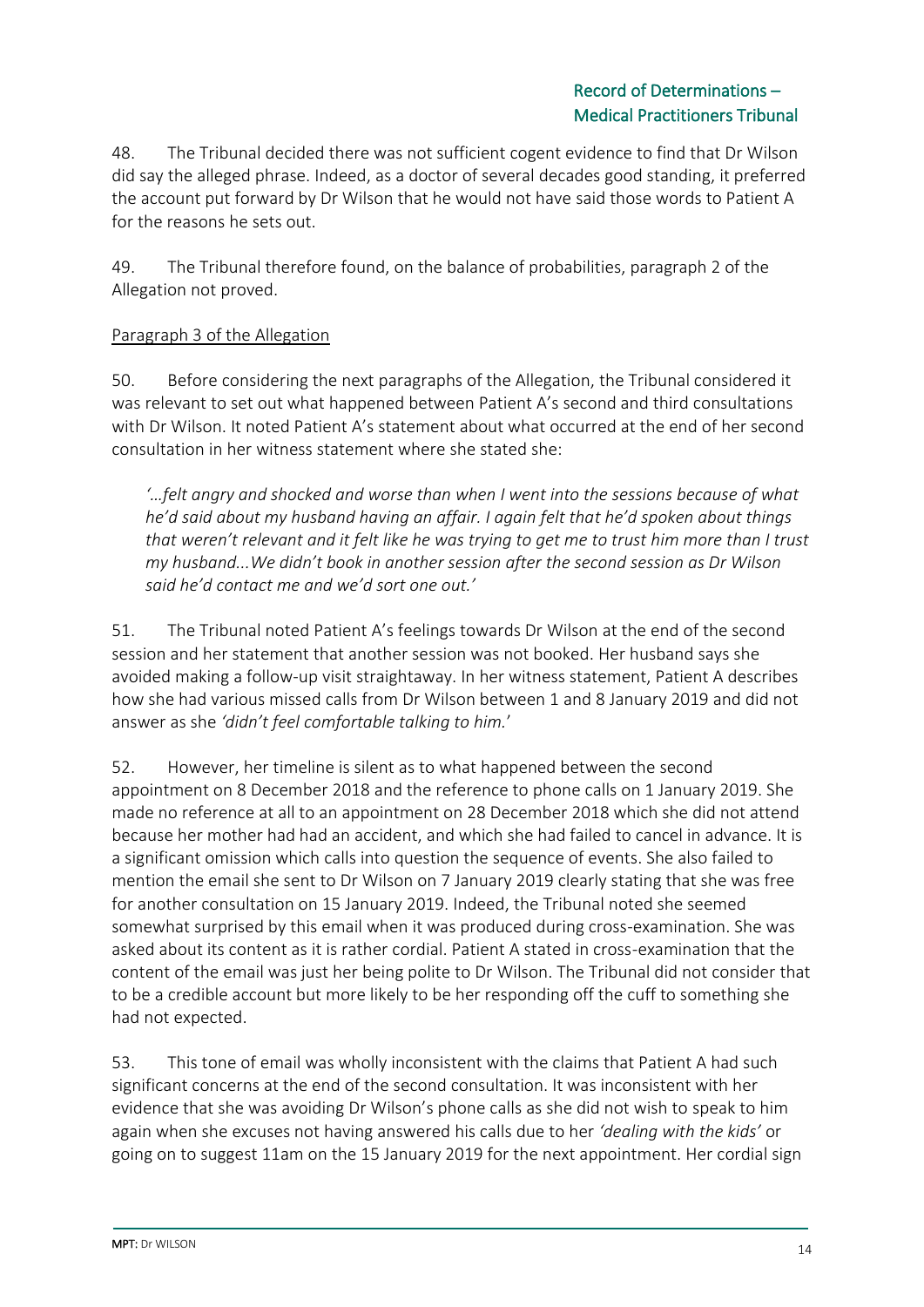48. The Tribunal decided there was not sufficient cogent evidence to find that Dr Wilson did say the alleged phrase. Indeed, as a doctor of several decades good standing, it preferred the account put forward by Dr Wilson that he would not have said those words to Patient A for the reasons he sets out.

49. The Tribunal therefore found, on the balance of probabilities, paragraph 2 of the Allegation not proved.

Paragraph 3 of the Allegation

50. Before considering the next paragraphs of the Allegation, the Tribunal considered it was relevant to set out what happened between Patient A's second and third consultations with Dr Wilson. It noted Patient A's statement about what occurred at the end of her second consultation in her witness statement where she stated she:

> *'…felt angry and shocked and worse than when I went into the sessions because of what he'd said about my husband having an affair. I again felt that he'd spoken about things that weren't relevant and it felt like he was trying to get me to trust him more than I trust my husband...We didn't book in another session after the second session as Dr Wilson said he'd contact me and we'd sort one out.'*

51. The Tribunal noted Patient A's feelings towards Dr Wilson at the end of the second session and her statement that another session was not booked. Her husband says she avoided making a follow-up visit straightaway. In her witness statement, Patient A describes how she had various missed calls from Dr Wilson between 1 and 8 January 2019 and did not answer as she *'didn't feel comfortable talking to him.'*

52. However, her timeline is silent as to what happened between the second appointment on 8 December 2018 and the reference to phone calls on 1 January 2019. She made no reference at all to an appointment on 28 December 2018 which she did not attend because her mother had had an accident, and which she had failed to cancel in advance. It is a significant omission which calls into question the sequence of events. She also failed to mention the email she sent to Dr Wilson on 7 January 2019 clearly stating that she was free for another consultation on 15 January 2019. Indeed, the Tribunal noted she seemed somewhat surprised by this email when it was produced during cross-examination. She was asked about its content as it is rather cordial. Patient A stated in cross-examination that the content of the email was just her being polite to Dr Wilson. The Tribunal did not consider that to be a credible account but more likely to be her responding off the cuff to something she had not expected.

53. This tone of email was wholly inconsistent with the claims that Patient A had such significant concerns at the end of the second consultation. It was inconsistent with her evidence that she was avoiding Dr Wilson's phone calls as she did not wish to speak to him again when she excuses not having answered his calls due to her *'dealing with the kids'* or going on to suggest 11am on the 15 January 2019 for the next appointment. Her cordial sign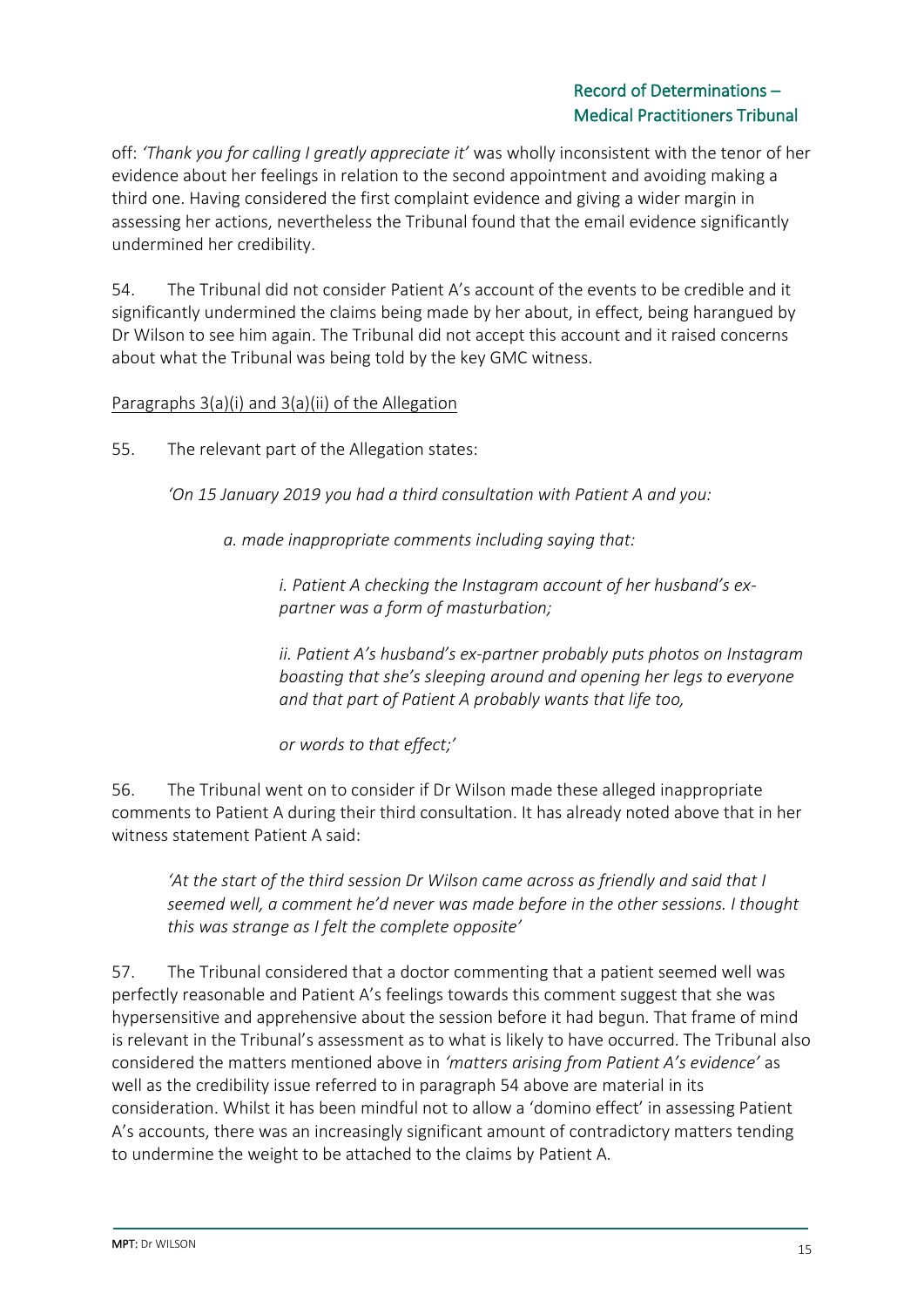off: *'Thank you for calling I greatly appreciate it'* was wholly inconsistent with the tenor of her evidence about her feelings in relation to the second appointment and avoiding making a third one. Having considered the first complaint evidence and giving a wider margin in assessing her actions, nevertheless the Tribunal found that the email evidence significantly undermined her credibility.

54. The Tribunal did not consider Patient A's account of the events to be credible and it significantly undermined the claims being made by her about, in effect, being harangued by Dr Wilson to see him again. The Tribunal did not accept this account and it raised concerns about what the Tribunal was being told by the key GMC witness.

<u>Paragraphs 3(a)(i) and 3(a)(ii) of the Allegation</u>

55. The relevant part of the Allegation states:

> *'On 15 January 2019 you had a third consultation with Patient A and you:*
>
> > *a. made inappropriate comments including saying that:*
> >
> > > *i. Patient A checking the Instagram account of her husband's ex-partner was a form of masturbation;*
> > >
> > > *ii. Patient A's husband's ex-partner probably puts photos on Instagram boasting that she's sleeping around and opening her legs to everyone and that part of Patient A probably wants that life too,*
> > >
> > > *or words to that effect;'*

56. The Tribunal went on to consider if Dr Wilson made these alleged inappropriate comments to Patient A during their third consultation. It has already noted above that in her witness statement Patient A said:

> *'At the start of the third session Dr Wilson came across as friendly and said that I seemed well, a comment he'd never was made before in the other sessions. I thought this was strange as I felt the complete opposite'*

57. The Tribunal considered that a doctor commenting that a patient seemed well was perfectly reasonable and Patient A's feelings towards this comment suggest that she was hypersensitive and apprehensive about the session before it had begun. That frame of mind is relevant in the Tribunal's assessment as to what is likely to have occurred. The Tribunal also considered the matters mentioned above in *'matters arising from Patient A's evidence'* as well as the credibility issue referred to in paragraph 54 above are material in its consideration. Whilst it has been mindful not to allow a 'domino effect' in assessing Patient A's accounts, there was an increasingly significant amount of contradictory matters tending to undermine the weight to be attached to the claims by Patient A.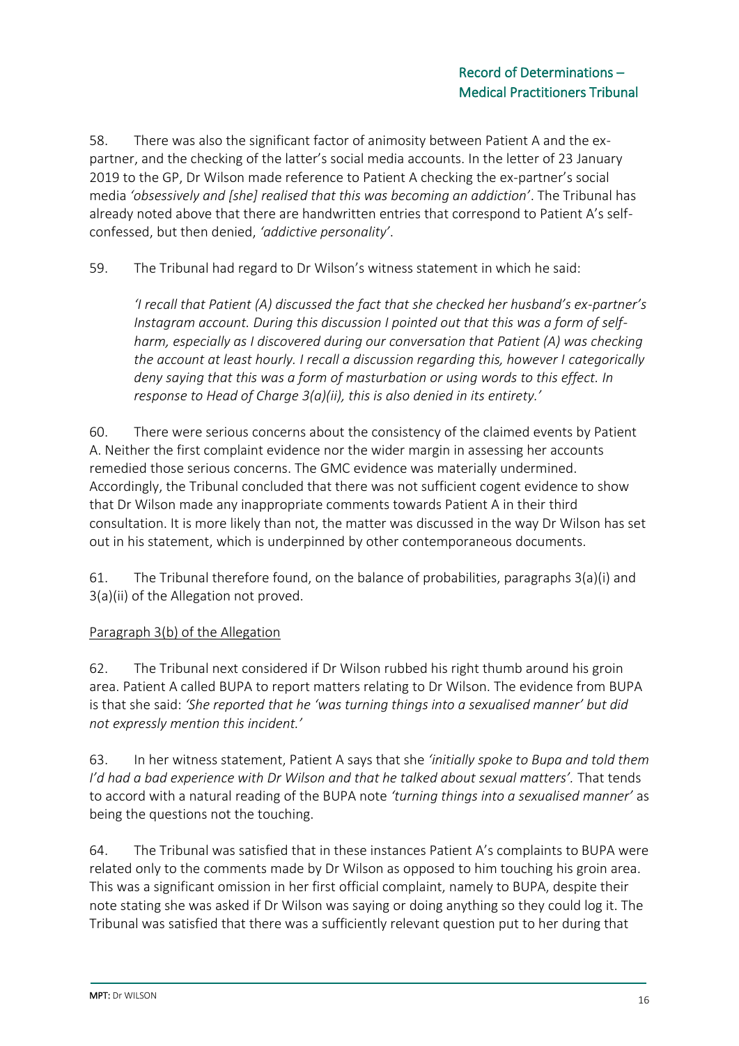58. There was also the significant factor of animosity between Patient A and the ex-partner, and the checking of the latter's social media accounts. In the letter of 23 January 2019 to the GP, Dr Wilson made reference to Patient A checking the ex-partner's social media *'obsessively and [she] realised that this was becoming an addiction'*. The Tribunal has already noted above that there are handwritten entries that correspond to Patient A's self-confessed, but then denied, *'addictive personality'*.

59. The Tribunal had regard to Dr Wilson's witness statement in which he said:

> *'I recall that Patient (A) discussed the fact that she checked her husband's ex-partner's Instagram account. During this discussion I pointed out that this was a form of self-harm, especially as I discovered during our conversation that Patient (A) was checking the account at least hourly. I recall a discussion regarding this, however I categorically deny saying that this was a form of masturbation or using words to this effect. In response to Head of Charge 3(a)(ii), this is also denied in its entirety.'*

60. There were serious concerns about the consistency of the claimed events by Patient A. Neither the first complaint evidence nor the wider margin in assessing her accounts remedied those serious concerns. The GMC evidence was materially undermined. Accordingly, the Tribunal concluded that there was not sufficient cogent evidence to show that Dr Wilson made any inappropriate comments towards Patient A in their third consultation. It is more likely than not, the matter was discussed in the way Dr Wilson has set out in his statement, which is underpinned by other contemporaneous documents.

61. The Tribunal therefore found, on the balance of probabilities, paragraphs 3(a)(i) and 3(a)(ii) of the Allegation not proved.

<u>Paragraph 3(b) of the Allegation</u>

62. The Tribunal next considered if Dr Wilson rubbed his right thumb around his groin area. Patient A called BUPA to report matters relating to Dr Wilson. The evidence from BUPA is that she said: *'She reported that he 'was turning things into a sexualised manner' but did not expressly mention this incident.'*

63. In her witness statement, Patient A says that she *'initially spoke to Bupa and told them I'd had a bad experience with Dr Wilson and that he talked about sexual matters'.* That tends to accord with a natural reading of the BUPA note *'turning things into a sexualised manner'* as being the questions not the touching.

64. The Tribunal was satisfied that in these instances Patient A's complaints to BUPA were related only to the comments made by Dr Wilson as opposed to him touching his groin area. This was a significant omission in her first official complaint, namely to BUPA, despite their note stating she was asked if Dr Wilson was saying or doing anything so they could log it. The Tribunal was satisfied that there was a sufficiently relevant question put to her during that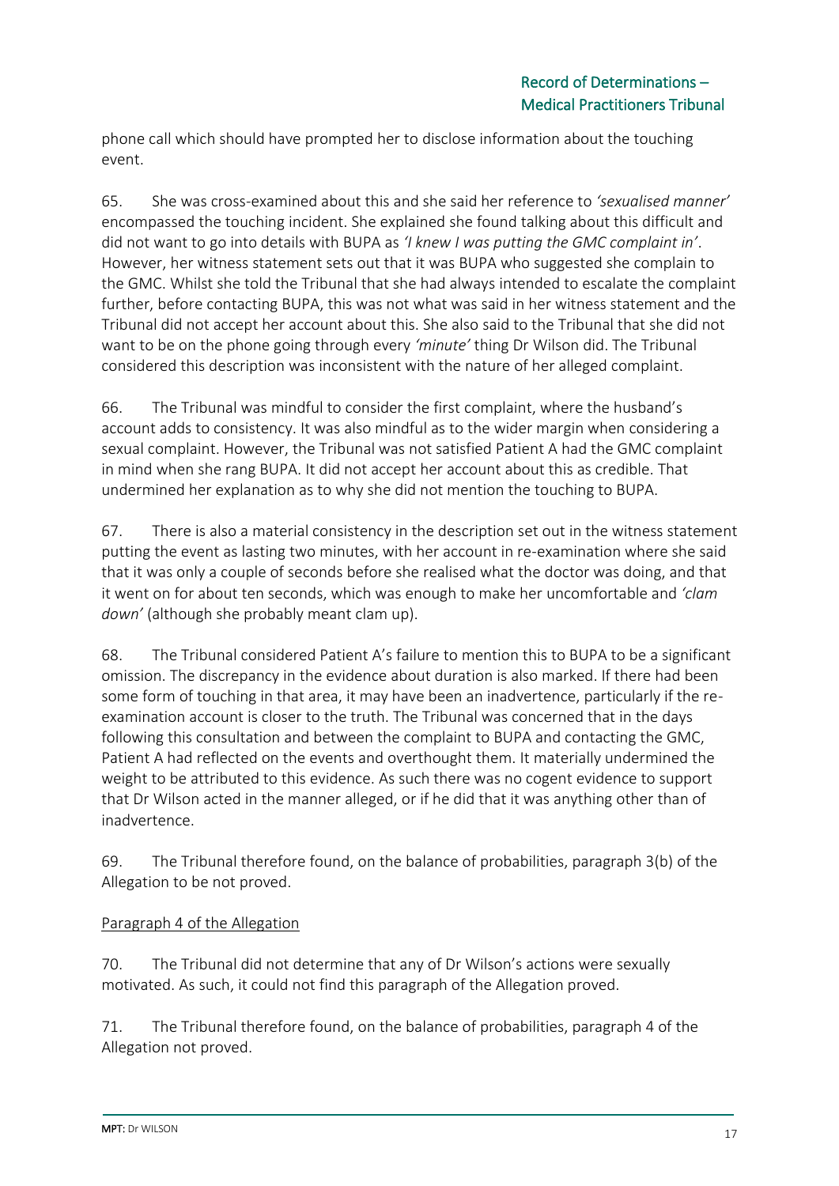phone call which should have prompted her to disclose information about the touching event.

65. She was cross-examined about this and she said her reference to *'sexualised manner'* encompassed the touching incident. She explained she found talking about this difficult and did not want to go into details with BUPA as *'I knew I was putting the GMC complaint in'*. However, her witness statement sets out that it was BUPA who suggested she complain to the GMC. Whilst she told the Tribunal that she had always intended to escalate the complaint further, before contacting BUPA, this was not what was said in her witness statement and the Tribunal did not accept her account about this. She also said to the Tribunal that she did not want to be on the phone going through every *'minute'* thing Dr Wilson did. The Tribunal considered this description was inconsistent with the nature of her alleged complaint.

66. The Tribunal was mindful to consider the first complaint, where the husband's account adds to consistency. It was also mindful as to the wider margin when considering a sexual complaint. However, the Tribunal was not satisfied Patient A had the GMC complaint in mind when she rang BUPA. It did not accept her account about this as credible. That undermined her explanation as to why she did not mention the touching to BUPA.

67. There is also a material consistency in the description set out in the witness statement putting the event as lasting two minutes, with her account in re-examination where she said that it was only a couple of seconds before she realised what the doctor was doing, and that it went on for about ten seconds, which was enough to make her uncomfortable and *'clam down'* (although she probably meant clam up).

68. The Tribunal considered Patient A's failure to mention this to BUPA to be a significant omission. The discrepancy in the evidence about duration is also marked. If there had been some form of touching in that area, it may have been an inadvertence, particularly if the re-examination account is closer to the truth. The Tribunal was concerned that in the days following this consultation and between the complaint to BUPA and contacting the GMC, Patient A had reflected on the events and overthought them. It materially undermined the weight to be attributed to this evidence. As such there was no cogent evidence to support that Dr Wilson acted in the manner alleged, or if he did that it was anything other than of inadvertence.

69. The Tribunal therefore found, on the balance of probabilities, paragraph 3(b) of the Allegation to be not proved.

<u>Paragraph 4 of the Allegation</u>

70. The Tribunal did not determine that any of Dr Wilson's actions were sexually motivated. As such, it could not find this paragraph of the Allegation proved.

71. The Tribunal therefore found, on the balance of probabilities, paragraph 4 of the Allegation not proved.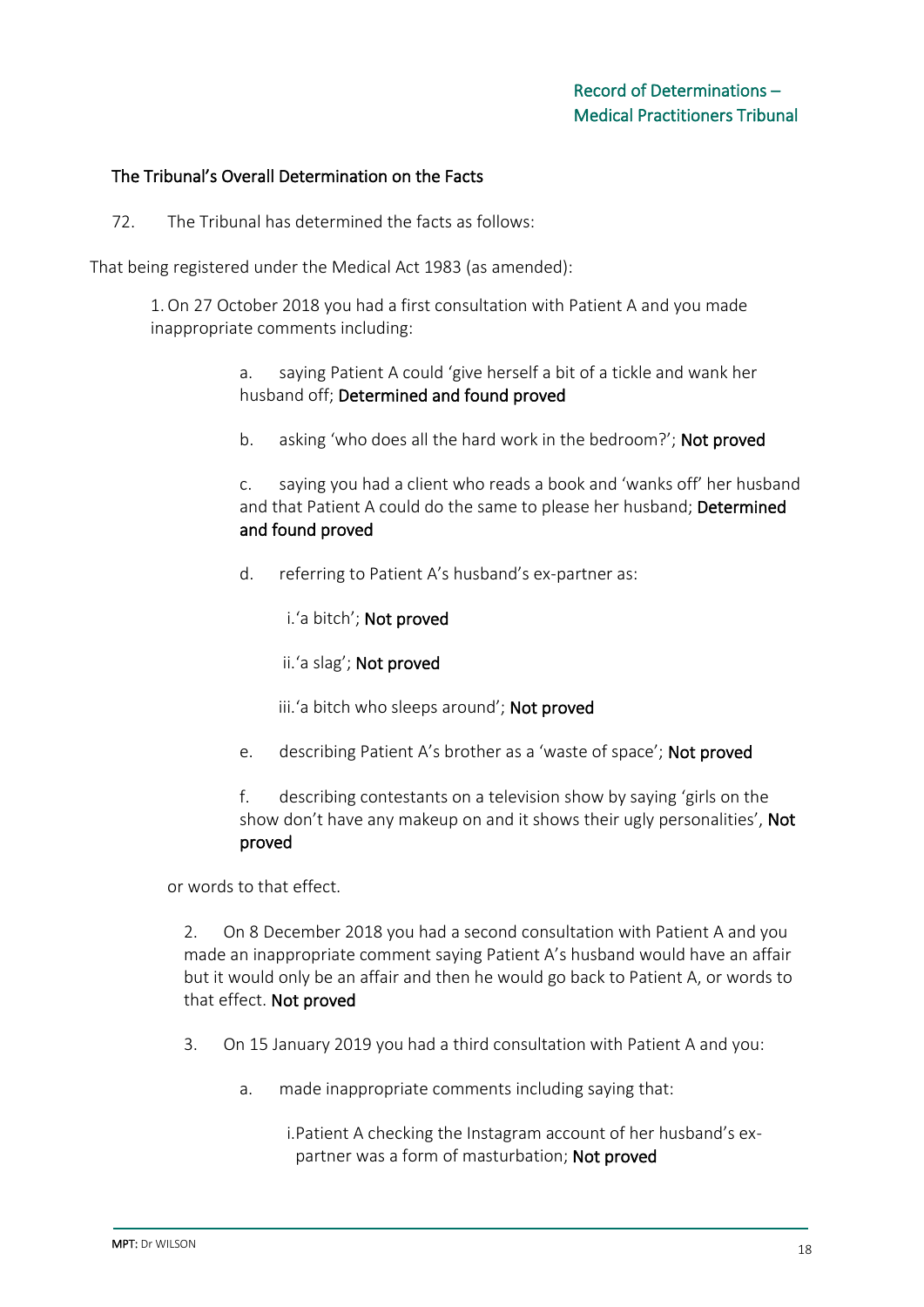## The Tribunal's Overall Determination on the Facts

72. The Tribunal has determined the facts as follows:

That being registered under the Medical Act 1983 (as amended):

1. On 27 October 2018 you had a first consultation with Patient A and you made inappropriate comments including:

   a. saying Patient A could 'give herself a bit of a tickle and wank her husband off; **Determined and found proved**

   b. asking 'who does all the hard work in the bedroom?'; **Not proved**

   c. saying you had a client who reads a book and 'wanks off' her husband and that Patient A could do the same to please her husband; **Determined and found proved**

   d. referring to Patient A's husband's ex-partner as:

      i. 'a bitch'; **Not proved**

      ii. 'a slag'; **Not proved**

      iii. 'a bitch who sleeps around'; **Not proved**

   e. describing Patient A's brother as a 'waste of space'; **Not proved**

   f. describing contestants on a television show by saying 'girls on the show don't have any makeup on and it shows their ugly personalities', **Not proved**

or words to that effect.

2. On 8 December 2018 you had a second consultation with Patient A and you made an inappropriate comment saying Patient A's husband would have an affair but it would only be an affair and then he would go back to Patient A, or words to that effect. **Not proved**

3. On 15 January 2019 you had a third consultation with Patient A and you:

   a. made inappropriate comments including saying that:

      i. Patient A checking the Instagram account of her husband's ex-partner was a form of masturbation; **Not proved**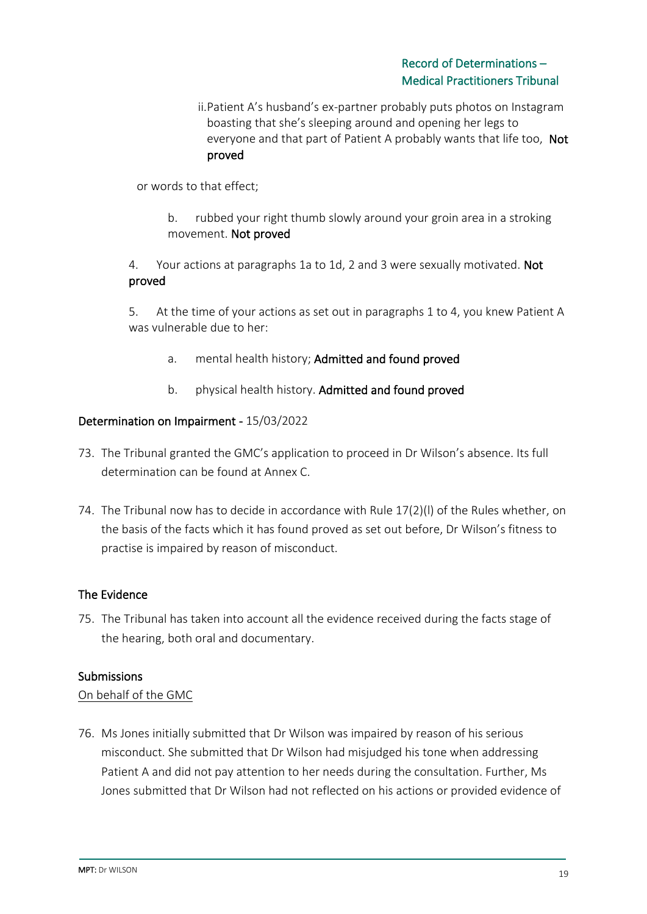ii. Patient A's husband's ex-partner probably puts photos on Instagram boasting that she's sleeping around and opening her legs to everyone and that part of Patient A probably wants that life too, **Not proved**

or words to that effect;

b. rubbed your right thumb slowly around your groin area in a stroking movement. **Not proved**

4. Your actions at paragraphs 1a to 1d, 2 and 3 were sexually motivated. **Not proved**

5. At the time of your actions as set out in paragraphs 1 to 4, you knew Patient A was vulnerable due to her:

a. mental health history; **Admitted and found proved**

b. physical health history. **Admitted and found proved**

## Determination on Impairment - 15/03/2022

73. The Tribunal granted the GMC's application to proceed in Dr Wilson's absence. Its full determination can be found at Annex C.

74. The Tribunal now has to decide in accordance with Rule 17(2)(l) of the Rules whether, on the basis of the facts which it has found proved as set out before, Dr Wilson's fitness to practise is impaired by reason of misconduct.

### The Evidence

75. The Tribunal has taken into account all the evidence received during the facts stage of the hearing, both oral and documentary.

### Submissions

On behalf of the GMC

76. Ms Jones initially submitted that Dr Wilson was impaired by reason of his serious misconduct. She submitted that Dr Wilson had misjudged his tone when addressing Patient A and did not pay attention to her needs during the consultation. Further, Ms Jones submitted that Dr Wilson had not reflected on his actions or provided evidence of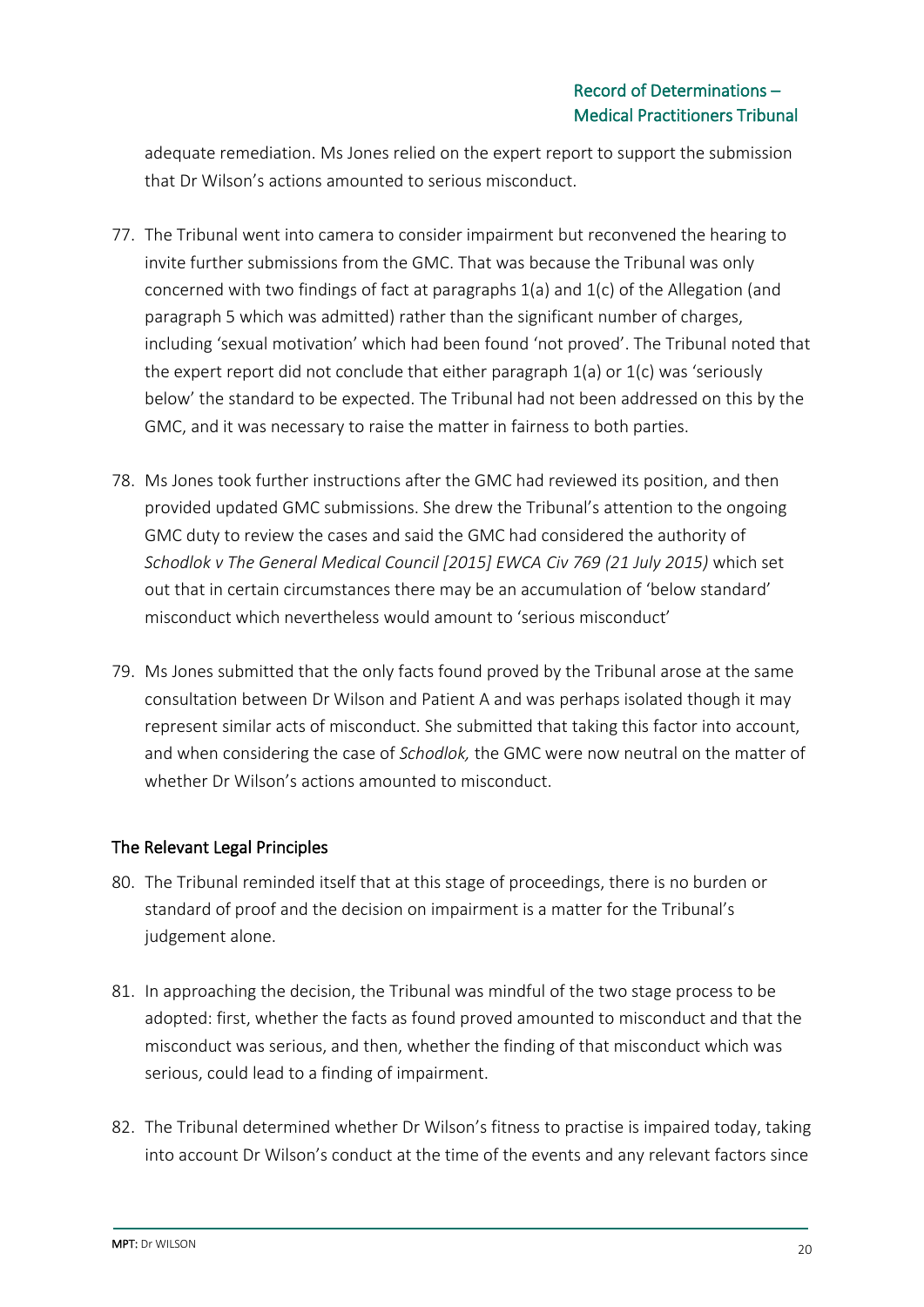adequate remediation. Ms Jones relied on the expert report to support the submission that Dr Wilson's actions amounted to serious misconduct.

77. The Tribunal went into camera to consider impairment but reconvened the hearing to invite further submissions from the GMC. That was because the Tribunal was only concerned with two findings of fact at paragraphs 1(a) and 1(c) of the Allegation (and paragraph 5 which was admitted) rather than the significant number of charges, including 'sexual motivation' which had been found 'not proved'. The Tribunal noted that the expert report did not conclude that either paragraph 1(a) or 1(c) was 'seriously below' the standard to be expected. The Tribunal had not been addressed on this by the GMC, and it was necessary to raise the matter in fairness to both parties.

78. Ms Jones took further instructions after the GMC had reviewed its position, and then provided updated GMC submissions. She drew the Tribunal's attention to the ongoing GMC duty to review the cases and said the GMC had considered the authority of *Schodlok v The General Medical Council [2015] EWCA Civ 769 (21 July 2015)* which set out that in certain circumstances there may be an accumulation of 'below standard' misconduct which nevertheless would amount to 'serious misconduct'

79. Ms Jones submitted that the only facts found proved by the Tribunal arose at the same consultation between Dr Wilson and Patient A and was perhaps isolated though it may represent similar acts of misconduct. She submitted that taking this factor into account, and when considering the case of *Schodlok,* the GMC were now neutral on the matter of whether Dr Wilson's actions amounted to misconduct.

## The Relevant Legal Principles

80. The Tribunal reminded itself that at this stage of proceedings, there is no burden or standard of proof and the decision on impairment is a matter for the Tribunal's judgement alone.

81. In approaching the decision, the Tribunal was mindful of the two stage process to be adopted: first, whether the facts as found proved amounted to misconduct and that the misconduct was serious, and then, whether the finding of that misconduct which was serious, could lead to a finding of impairment.

82. The Tribunal determined whether Dr Wilson's fitness to practise is impaired today, taking into account Dr Wilson's conduct at the time of the events and any relevant factors since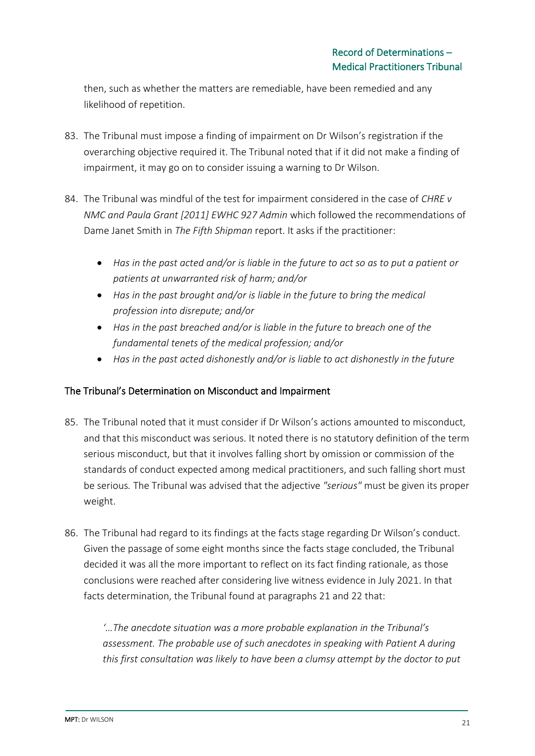then, such as whether the matters are remediable, have been remedied and any likelihood of repetition.

83. The Tribunal must impose a finding of impairment on Dr Wilson's registration if the overarching objective required it. The Tribunal noted that if it did not make a finding of impairment, it may go on to consider issuing a warning to Dr Wilson.

84. The Tribunal was mindful of the test for impairment considered in the case of *CHRE v NMC and Paula Grant [2011] EWHC 927 Admin* which followed the recommendations of Dame Janet Smith in *The Fifth Shipman* report. It asks if the practitioner:

    - *Has in the past acted and/or is liable in the future to act so as to put a patient or patients at unwarranted risk of harm; and/or*
    - *Has in the past brought and/or is liable in the future to bring the medical profession into disrepute; and/or*
    - *Has in the past breached and/or is liable in the future to breach one of the fundamental tenets of the medical profession; and/or*
    - *Has in the past acted dishonestly and/or is liable to act dishonestly in the future*

## The Tribunal's Determination on Misconduct and Impairment

85. The Tribunal noted that it must consider if Dr Wilson's actions amounted to misconduct, and that this misconduct was serious. It noted there is no statutory definition of the term serious misconduct, but that it involves falling short by omission or commission of the standards of conduct expected among medical practitioners, and such falling short must be serious. The Tribunal was advised that the adjective *"serious"* must be given its proper weight.

86. The Tribunal had regard to its findings at the facts stage regarding Dr Wilson's conduct. Given the passage of some eight months since the facts stage concluded, the Tribunal decided it was all the more important to reflect on its fact finding rationale, as those conclusions were reached after considering live witness evidence in July 2021. In that facts determination, the Tribunal found at paragraphs 21 and 22 that:

    *'…The anecdote situation was a more probable explanation in the Tribunal's assessment. The probable use of such anecdotes in speaking with Patient A during this first consultation was likely to have been a clumsy attempt by the doctor to put*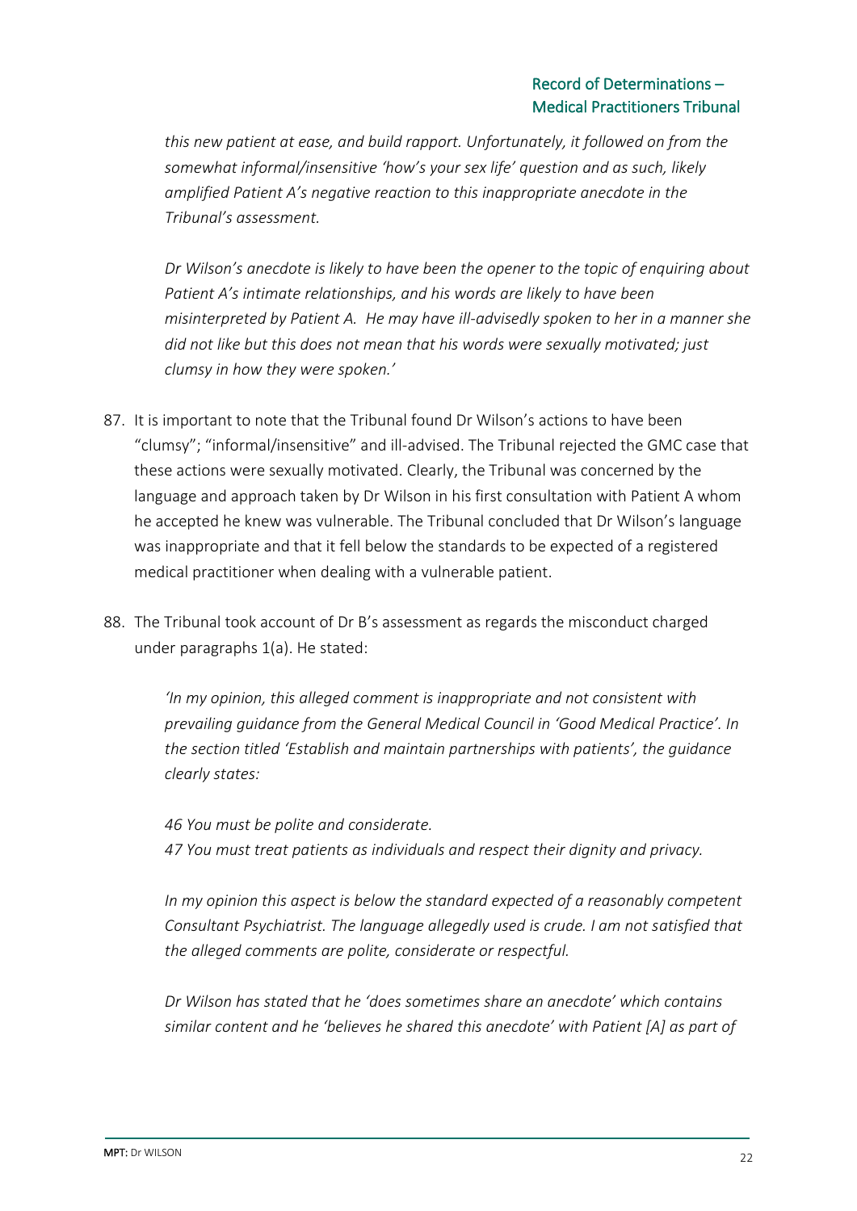*this new patient at ease, and build rapport. Unfortunately, it followed on from the somewhat informal/insensitive 'how's your sex life' question and as such, likely amplified Patient A's negative reaction to this inappropriate anecdote in the Tribunal's assessment.*

*Dr Wilson's anecdote is likely to have been the opener to the topic of enquiring about Patient A's intimate relationships, and his words are likely to have been misinterpreted by Patient A. He may have ill-advisedly spoken to her in a manner she did not like but this does not mean that his words were sexually motivated; just clumsy in how they were spoken.'*

87. It is important to note that the Tribunal found Dr Wilson's actions to have been "clumsy"; "informal/insensitive" and ill-advised. The Tribunal rejected the GMC case that these actions were sexually motivated. Clearly, the Tribunal was concerned by the language and approach taken by Dr Wilson in his first consultation with Patient A whom he accepted he knew was vulnerable. The Tribunal concluded that Dr Wilson's language was inappropriate and that it fell below the standards to be expected of a registered medical practitioner when dealing with a vulnerable patient.

88. The Tribunal took account of Dr B's assessment as regards the misconduct charged under paragraphs 1(a). He stated:

*'In my opinion, this alleged comment is inappropriate and not consistent with prevailing guidance from the General Medical Council in 'Good Medical Practice'. In the section titled 'Establish and maintain partnerships with patients', the guidance clearly states:*

*46 You must be polite and considerate.*
*47 You must treat patients as individuals and respect their dignity and privacy.*

*In my opinion this aspect is below the standard expected of a reasonably competent Consultant Psychiatrist. The language allegedly used is crude. I am not satisfied that the alleged comments are polite, considerate or respectful.*

*Dr Wilson has stated that he 'does sometimes share an anecdote' which contains similar content and he 'believes he shared this anecdote' with Patient [A] as part of*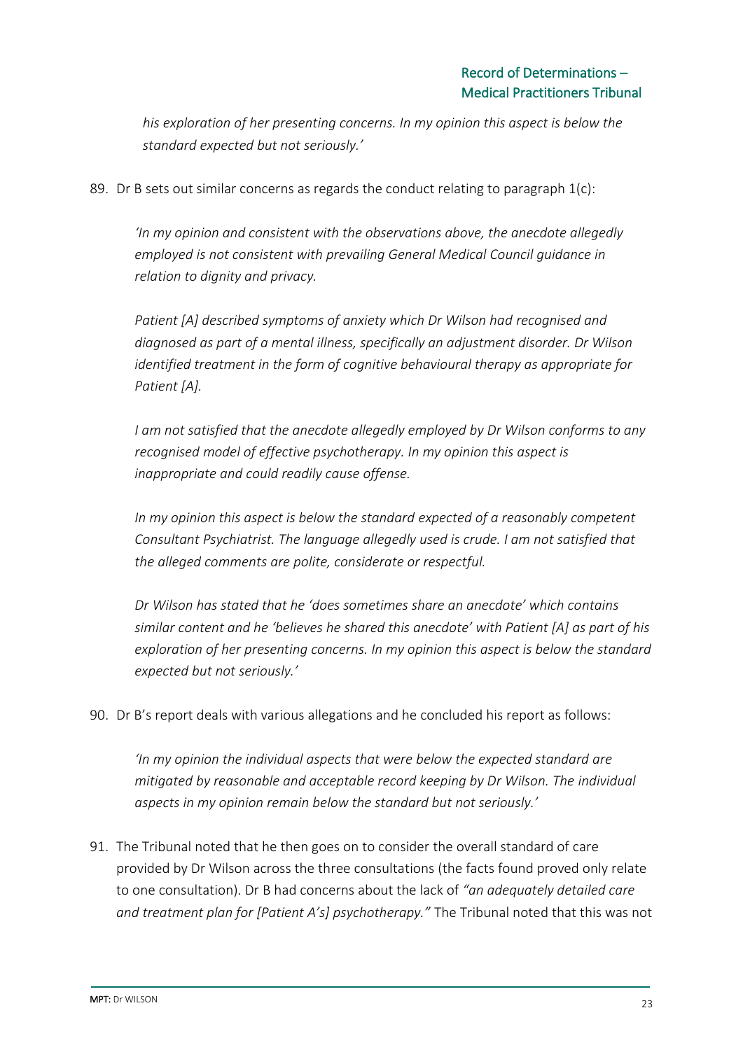*his exploration of her presenting concerns. In my opinion this aspect is below the standard expected but not seriously.'*

89. Dr B sets out similar concerns as regards the conduct relating to paragraph 1(c):

> *'In my opinion and consistent with the observations above, the anecdote allegedly employed is not consistent with prevailing General Medical Council guidance in relation to dignity and privacy.*
>
> *Patient [A] described symptoms of anxiety which Dr Wilson had recognised and diagnosed as part of a mental illness, specifically an adjustment disorder. Dr Wilson identified treatment in the form of cognitive behavioural therapy as appropriate for Patient [A].*
>
> *I am not satisfied that the anecdote allegedly employed by Dr Wilson conforms to any recognised model of effective psychotherapy. In my opinion this aspect is inappropriate and could readily cause offense.*
>
> *In my opinion this aspect is below the standard expected of a reasonably competent Consultant Psychiatrist. The language allegedly used is crude. I am not satisfied that the alleged comments are polite, considerate or respectful.*
>
> *Dr Wilson has stated that he 'does sometimes share an anecdote' which contains similar content and he 'believes he shared this anecdote' with Patient [A] as part of his exploration of her presenting concerns. In my opinion this aspect is below the standard expected but not seriously.'*

90. Dr B's report deals with various allegations and he concluded his report as follows:

> *'In my opinion the individual aspects that were below the expected standard are mitigated by reasonable and acceptable record keeping by Dr Wilson. The individual aspects in my opinion remain below the standard but not seriously.'*

91. The Tribunal noted that he then goes on to consider the overall standard of care provided by Dr Wilson across the three consultations (the facts found proved only relate to one consultation). Dr B had concerns about the lack of *"an adequately detailed care and treatment plan for [Patient A's] psychotherapy."* The Tribunal noted that this was not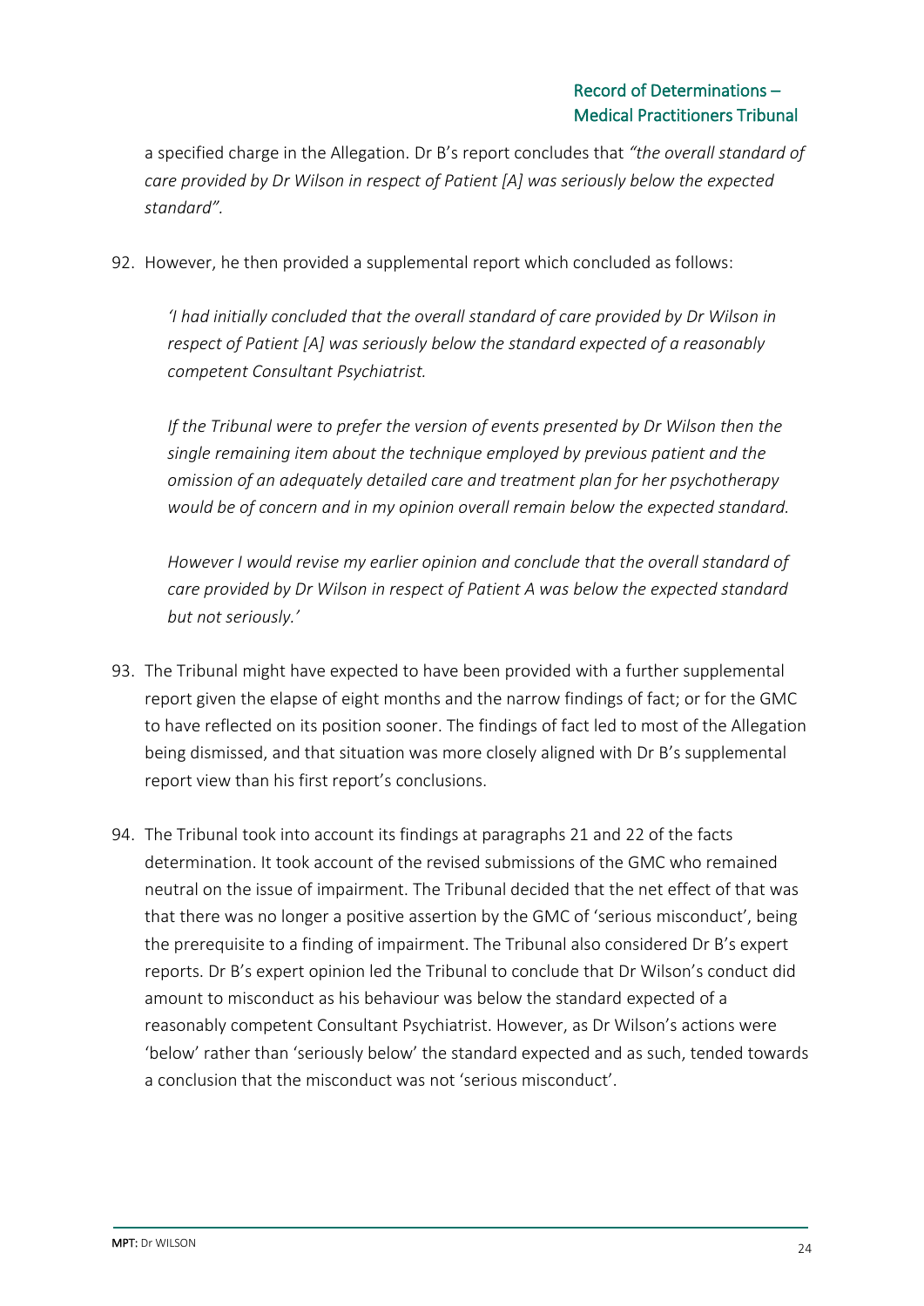a specified charge in the Allegation. Dr B's report concludes that *"the overall standard of care provided by Dr Wilson in respect of Patient [A] was seriously below the expected standard"*.

92. However, he then provided a supplemental report which concluded as follows:

> *'I had initially concluded that the overall standard of care provided by Dr Wilson in respect of Patient [A] was seriously below the standard expected of a reasonably competent Consultant Psychiatrist.*
>
> *If the Tribunal were to prefer the version of events presented by Dr Wilson then the single remaining item about the technique employed by previous patient and the omission of an adequately detailed care and treatment plan for her psychotherapy would be of concern and in my opinion overall remain below the expected standard.*
>
> *However I would revise my earlier opinion and conclude that the overall standard of care provided by Dr Wilson in respect of Patient A was below the expected standard but not seriously.'*

93. The Tribunal might have expected to have been provided with a further supplemental report given the elapse of eight months and the narrow findings of fact; or for the GMC to have reflected on its position sooner. The findings of fact led to most of the Allegation being dismissed, and that situation was more closely aligned with Dr B's supplemental report view than his first report's conclusions.

94. The Tribunal took into account its findings at paragraphs 21 and 22 of the facts determination. It took account of the revised submissions of the GMC who remained neutral on the issue of impairment. The Tribunal decided that the net effect of that was that there was no longer a positive assertion by the GMC of 'serious misconduct', being the prerequisite to a finding of impairment. The Tribunal also considered Dr B's expert reports. Dr B's expert opinion led the Tribunal to conclude that Dr Wilson's conduct did amount to misconduct as his behaviour was below the standard expected of a reasonably competent Consultant Psychiatrist. However, as Dr Wilson's actions were 'below' rather than 'seriously below' the standard expected and as such, tended towards a conclusion that the misconduct was not 'serious misconduct'.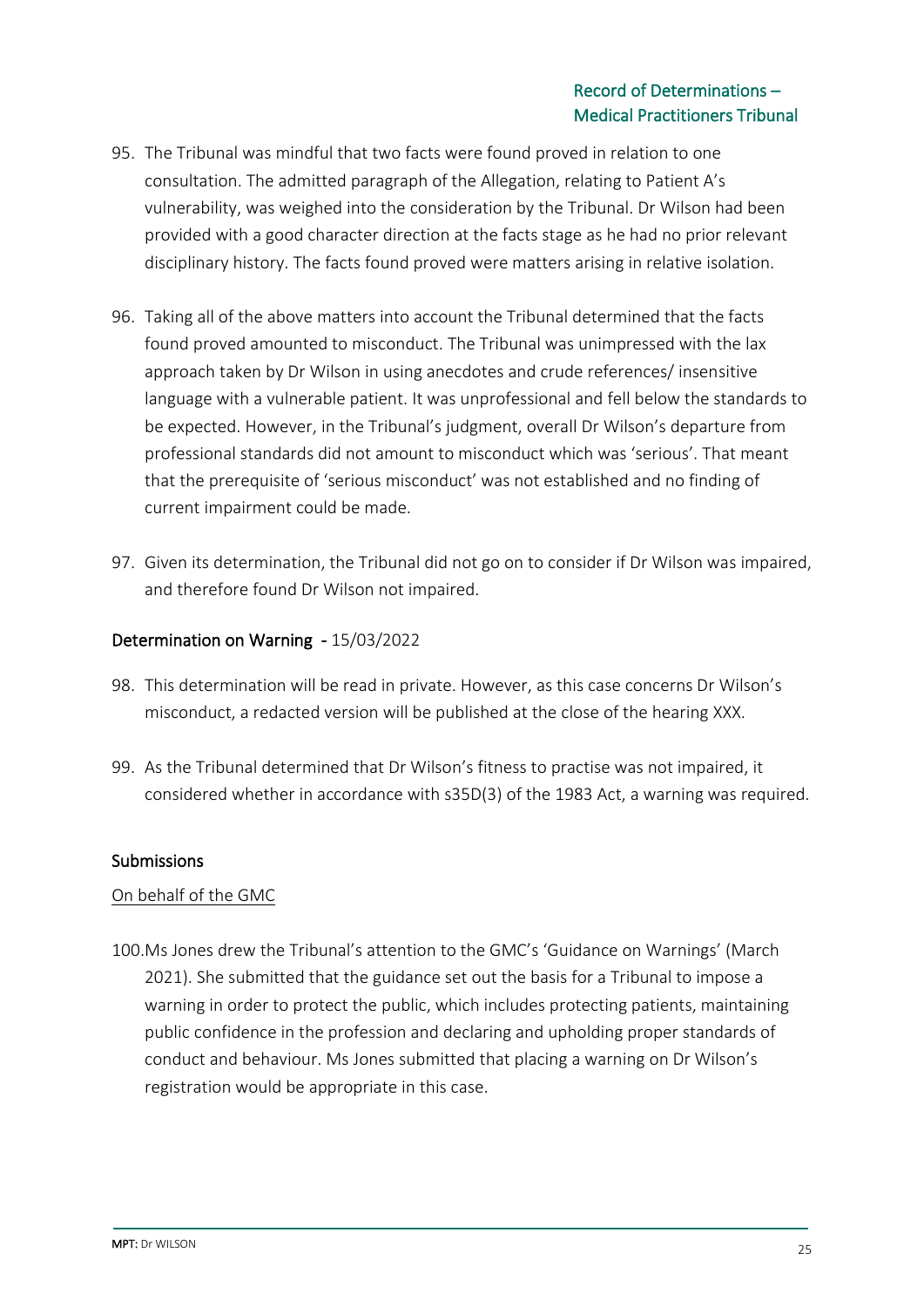95. The Tribunal was mindful that two facts were found proved in relation to one consultation. The admitted paragraph of the Allegation, relating to Patient A's vulnerability, was weighed into the consideration by the Tribunal. Dr Wilson had been provided with a good character direction at the facts stage as he had no prior relevant disciplinary history. The facts found proved were matters arising in relative isolation.

96. Taking all of the above matters into account the Tribunal determined that the facts found proved amounted to misconduct. The Tribunal was unimpressed with the lax approach taken by Dr Wilson in using anecdotes and crude references/ insensitive language with a vulnerable patient. It was unprofessional and fell below the standards to be expected. However, in the Tribunal's judgment, overall Dr Wilson's departure from professional standards did not amount to misconduct which was 'serious'. That meant that the prerequisite of 'serious misconduct' was not established and no finding of current impairment could be made.

97. Given its determination, the Tribunal did not go on to consider if Dr Wilson was impaired, and therefore found Dr Wilson not impaired.

## Determination on Warning - 15/03/2022

98. This determination will be read in private. However, as this case concerns Dr Wilson's misconduct, a redacted version will be published at the close of the hearing XXX.

99. As the Tribunal determined that Dr Wilson's fitness to practise was not impaired, it considered whether in accordance with s35D(3) of the 1983 Act, a warning was required.

### Submissions

On behalf of the GMC

100. Ms Jones drew the Tribunal's attention to the GMC's 'Guidance on Warnings' (March 2021). She submitted that the guidance set out the basis for a Tribunal to impose a warning in order to protect the public, which includes protecting patients, maintaining public confidence in the profession and declaring and upholding proper standards of conduct and behaviour. Ms Jones submitted that placing a warning on Dr Wilson's registration would be appropriate in this case.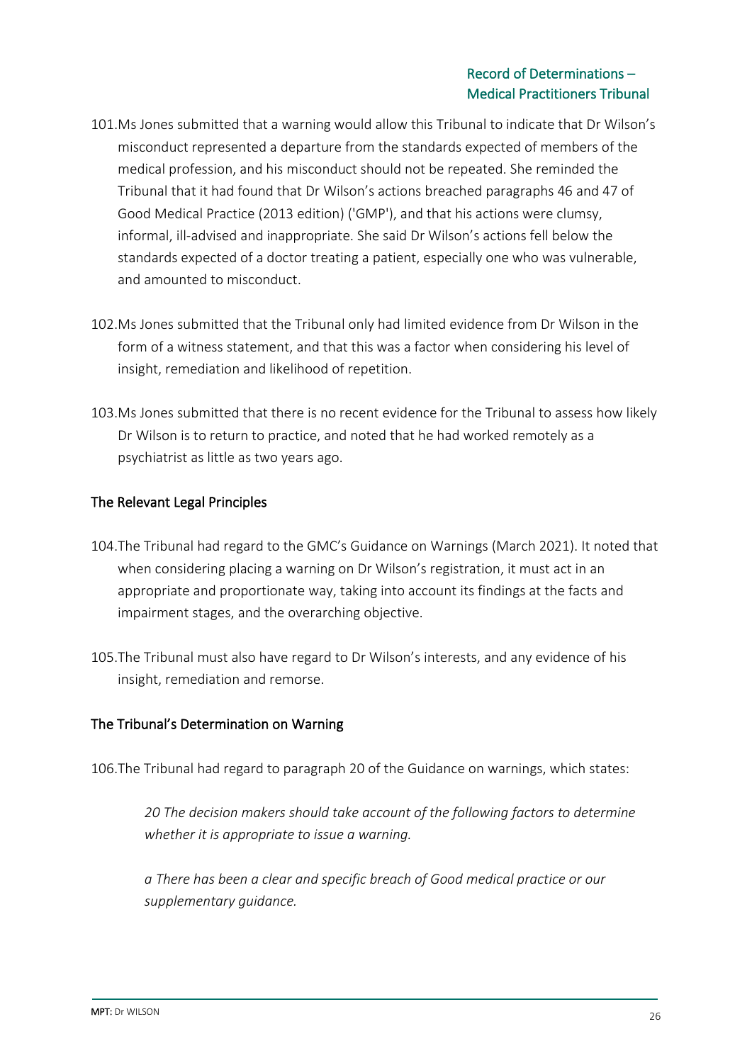101. Ms Jones submitted that a warning would allow this Tribunal to indicate that Dr Wilson's misconduct represented a departure from the standards expected of members of the medical profession, and his misconduct should not be repeated. She reminded the Tribunal that it had found that Dr Wilson's actions breached paragraphs 46 and 47 of Good Medical Practice (2013 edition) ('GMP'), and that his actions were clumsy, informal, ill-advised and inappropriate. She said Dr Wilson's actions fell below the standards expected of a doctor treating a patient, especially one who was vulnerable, and amounted to misconduct.

102. Ms Jones submitted that the Tribunal only had limited evidence from Dr Wilson in the form of a witness statement, and that this was a factor when considering his level of insight, remediation and likelihood of repetition.

103. Ms Jones submitted that there is no recent evidence for the Tribunal to assess how likely Dr Wilson is to return to practice, and noted that he had worked remotely as a psychiatrist as little as two years ago.

## The Relevant Legal Principles

104. The Tribunal had regard to the GMC's Guidance on Warnings (March 2021). It noted that when considering placing a warning on Dr Wilson's registration, it must act in an appropriate and proportionate way, taking into account its findings at the facts and impairment stages, and the overarching objective.

105. The Tribunal must also have regard to Dr Wilson's interests, and any evidence of his insight, remediation and remorse.

## The Tribunal's Determination on Warning

106. The Tribunal had regard to paragraph 20 of the Guidance on warnings, which states:

> *20 The decision makers should take account of the following factors to determine whether it is appropriate to issue a warning.*
>
> *a There has been a clear and specific breach of Good medical practice or our supplementary guidance.*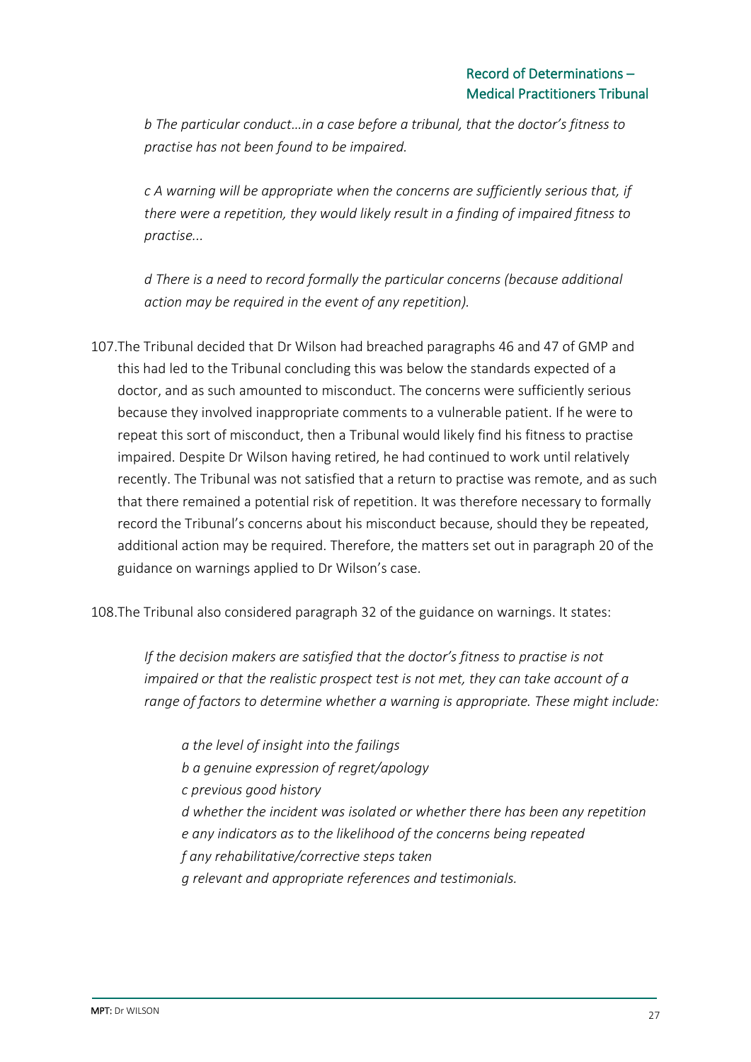*b The particular conduct…in a case before a tribunal, that the doctor's fitness to practise has not been found to be impaired.*

*c A warning will be appropriate when the concerns are sufficiently serious that, if there were a repetition, they would likely result in a finding of impaired fitness to practise...*

*d There is a need to record formally the particular concerns (because additional action may be required in the event of any repetition).*

107. The Tribunal decided that Dr Wilson had breached paragraphs 46 and 47 of GMP and this had led to the Tribunal concluding this was below the standards expected of a doctor, and as such amounted to misconduct. The concerns were sufficiently serious because they involved inappropriate comments to a vulnerable patient. If he were to repeat this sort of misconduct, then a Tribunal would likely find his fitness to practise impaired. Despite Dr Wilson having retired, he had continued to work until relatively recently. The Tribunal was not satisfied that a return to practise was remote, and as such that there remained a potential risk of repetition. It was therefore necessary to formally record the Tribunal's concerns about his misconduct because, should they be repeated, additional action may be required. Therefore, the matters set out in paragraph 20 of the guidance on warnings applied to Dr Wilson's case.

108. The Tribunal also considered paragraph 32 of the guidance on warnings. It states:

*If the decision makers are satisfied that the doctor's fitness to practise is not impaired or that the realistic prospect test is not met, they can take account of a range of factors to determine whether a warning is appropriate. These might include:*

> *a the level of insight into the failings*
> *b a genuine expression of regret/apology*
> *c previous good history*
> *d whether the incident was isolated or whether there has been any repetition*
> *e any indicators as to the likelihood of the concerns being repeated*
> *f any rehabilitative/corrective steps taken*
> *g relevant and appropriate references and testimonials.*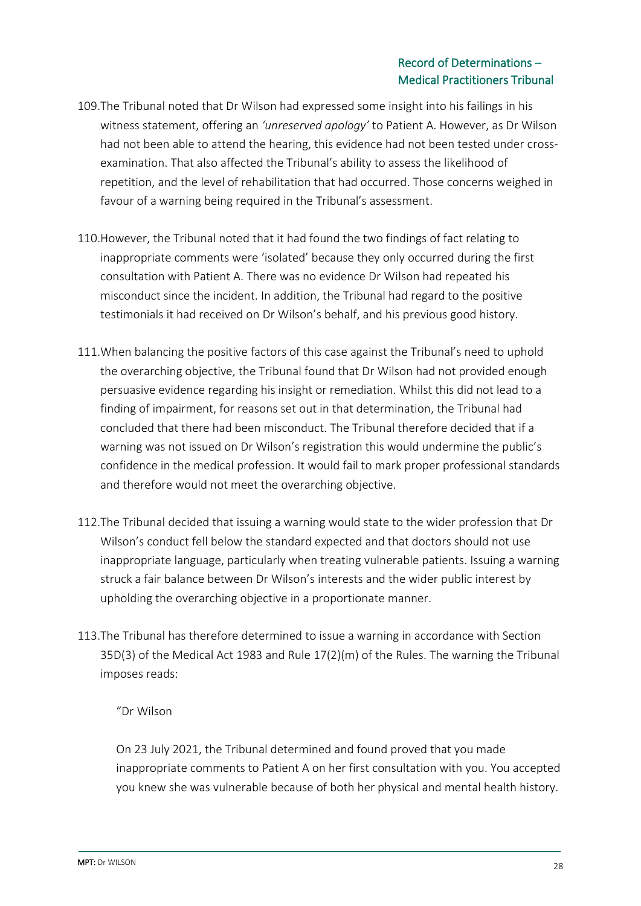109. The Tribunal noted that Dr Wilson had expressed some insight into his failings in his witness statement, offering an *'unreserved apology'* to Patient A. However, as Dr Wilson had not been able to attend the hearing, this evidence had not been tested under cross-examination. That also affected the Tribunal's ability to assess the likelihood of repetition, and the level of rehabilitation that had occurred. Those concerns weighed in favour of a warning being required in the Tribunal's assessment.

110. However, the Tribunal noted that it had found the two findings of fact relating to inappropriate comments were 'isolated' because they only occurred during the first consultation with Patient A. There was no evidence Dr Wilson had repeated his misconduct since the incident. In addition, the Tribunal had regard to the positive testimonials it had received on Dr Wilson's behalf, and his previous good history.

111. When balancing the positive factors of this case against the Tribunal's need to uphold the overarching objective, the Tribunal found that Dr Wilson had not provided enough persuasive evidence regarding his insight or remediation. Whilst this did not lead to a finding of impairment, for reasons set out in that determination, the Tribunal had concluded that there had been misconduct. The Tribunal therefore decided that if a warning was not issued on Dr Wilson's registration this would undermine the public's confidence in the medical profession. It would fail to mark proper professional standards and therefore would not meet the overarching objective.

112. The Tribunal decided that issuing a warning would state to the wider profession that Dr Wilson's conduct fell below the standard expected and that doctors should not use inappropriate language, particularly when treating vulnerable patients. Issuing a warning struck a fair balance between Dr Wilson's interests and the wider public interest by upholding the overarching objective in a proportionate manner.

113. The Tribunal has therefore determined to issue a warning in accordance with Section 35D(3) of the Medical Act 1983 and Rule 17(2)(m) of the Rules. The warning the Tribunal imposes reads:

> "Dr Wilson
>
> On 23 July 2021, the Tribunal determined and found proved that you made inappropriate comments to Patient A on her first consultation with you. You accepted you knew she was vulnerable because of both her physical and mental health history.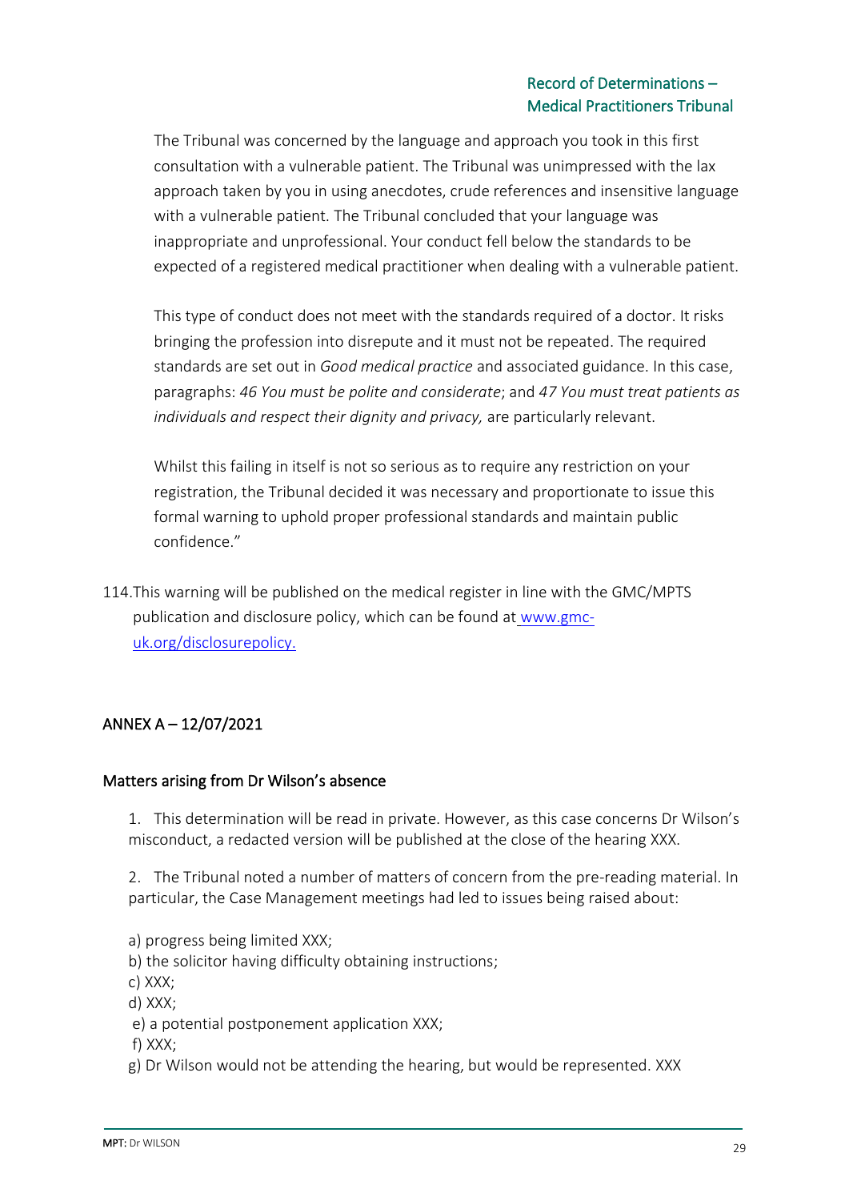The Tribunal was concerned by the language and approach you took in this first consultation with a vulnerable patient. The Tribunal was unimpressed with the lax approach taken by you in using anecdotes, crude references and insensitive language with a vulnerable patient. The Tribunal concluded that your language was inappropriate and unprofessional. Your conduct fell below the standards to be expected of a registered medical practitioner when dealing with a vulnerable patient.

This type of conduct does not meet with the standards required of a doctor. It risks bringing the profession into disrepute and it must not be repeated. The required standards are set out in *Good medical practice* and associated guidance. In this case, paragraphs: *46 You must be polite and considerate*; and *47 You must treat patients as individuals and respect their dignity and privacy,* are particularly relevant.

Whilst this failing in itself is not so serious as to require any restriction on your registration, the Tribunal decided it was necessary and proportionate to issue this formal warning to uphold proper professional standards and maintain public confidence."

114. This warning will be published on the medical register in line with the GMC/MPTS publication and disclosure policy, which can be found at [www.gmc-uk.org/disclosurepolicy.](http://www.gmc-uk.org/disclosurepolicy)

## ANNEX A – 12/07/2021

### Matters arising from Dr Wilson's absence

1. This determination will be read in private. However, as this case concerns Dr Wilson's misconduct, a redacted version will be published at the close of the hearing XXX.

2. The Tribunal noted a number of matters of concern from the pre-reading material. In particular, the Case Management meetings had led to issues being raised about:

a) progress being limited XXX;
b) the solicitor having difficulty obtaining instructions;
c) XXX;
d) XXX;
e) a potential postponement application XXX;
f) XXX;
g) Dr Wilson would not be attending the hearing, but would be represented. XXX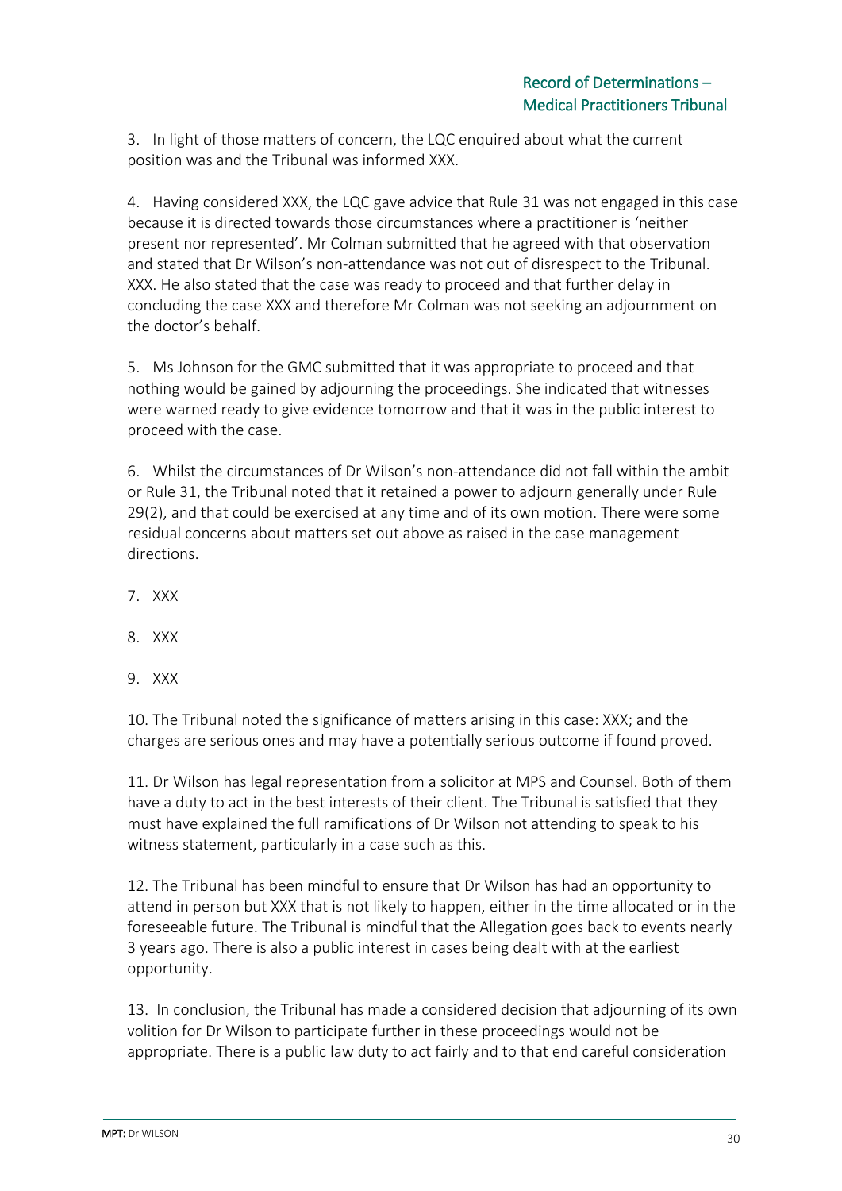3. In light of those matters of concern, the LQC enquired about what the current position was and the Tribunal was informed XXX.

4. Having considered XXX, the LQC gave advice that Rule 31 was not engaged in this case because it is directed towards those circumstances where a practitioner is 'neither present nor represented'. Mr Colman submitted that he agreed with that observation and stated that Dr Wilson's non-attendance was not out of disrespect to the Tribunal. XXX. He also stated that the case was ready to proceed and that further delay in concluding the case XXX and therefore Mr Colman was not seeking an adjournment on the doctor's behalf.

5. Ms Johnson for the GMC submitted that it was appropriate to proceed and that nothing would be gained by adjourning the proceedings. She indicated that witnesses were warned ready to give evidence tomorrow and that it was in the public interest to proceed with the case.

6. Whilst the circumstances of Dr Wilson's non-attendance did not fall within the ambit or Rule 31, the Tribunal noted that it retained a power to adjourn generally under Rule 29(2), and that could be exercised at any time and of its own motion. There were some residual concerns about matters set out above as raised in the case management directions.

7. XXX

8. XXX

9. XXX

10. The Tribunal noted the significance of matters arising in this case: XXX; and the charges are serious ones and may have a potentially serious outcome if found proved.

11. Dr Wilson has legal representation from a solicitor at MPS and Counsel. Both of them have a duty to act in the best interests of their client. The Tribunal is satisfied that they must have explained the full ramifications of Dr Wilson not attending to speak to his witness statement, particularly in a case such as this.

12. The Tribunal has been mindful to ensure that Dr Wilson has had an opportunity to attend in person but XXX that is not likely to happen, either in the time allocated or in the foreseeable future. The Tribunal is mindful that the Allegation goes back to events nearly 3 years ago. There is also a public interest in cases being dealt with at the earliest opportunity.

13. In conclusion, the Tribunal has made a considered decision that adjourning of its own volition for Dr Wilson to participate further in these proceedings would not be appropriate. There is a public law duty to act fairly and to that end careful consideration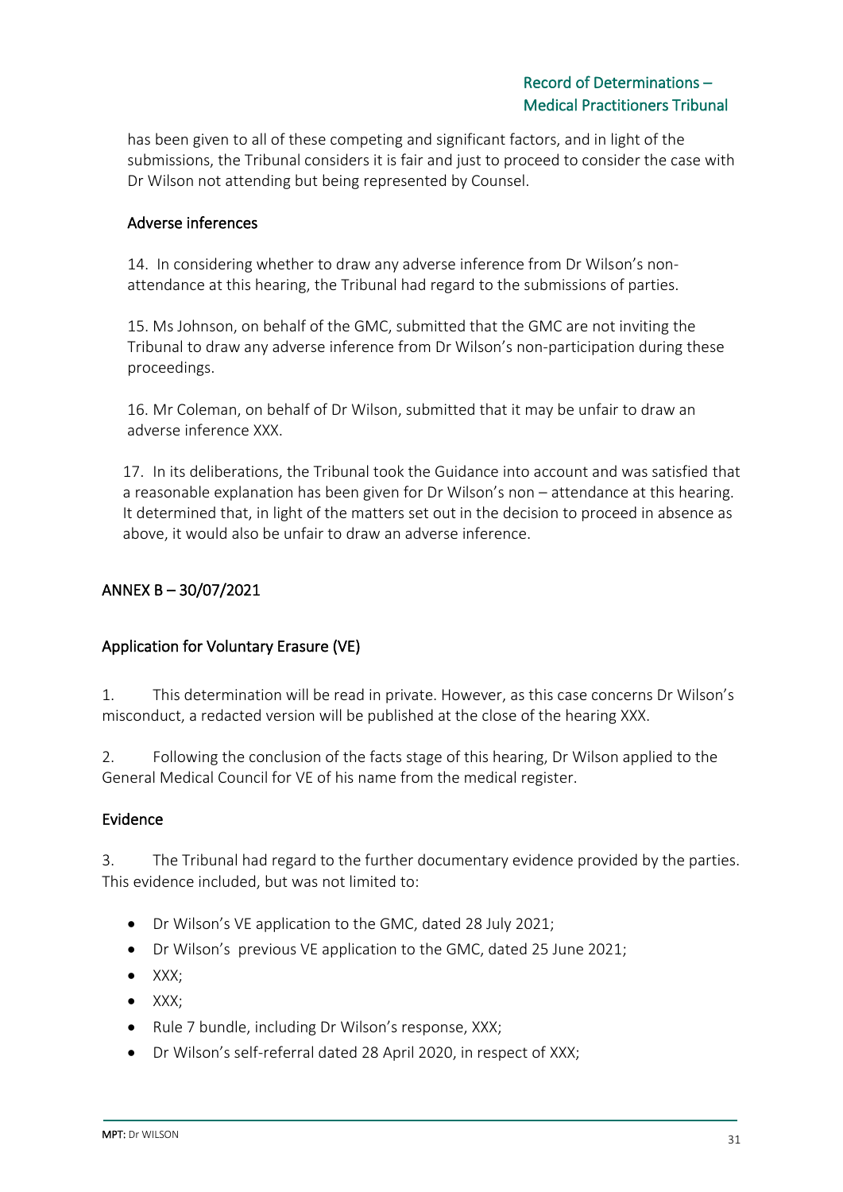has been given to all of these competing and significant factors, and in light of the submissions, the Tribunal considers it is fair and just to proceed to consider the case with Dr Wilson not attending but being represented by Counsel.

### Adverse inferences

14. In considering whether to draw any adverse inference from Dr Wilson's non-attendance at this hearing, the Tribunal had regard to the submissions of parties.

15. Ms Johnson, on behalf of the GMC, submitted that the GMC are not inviting the Tribunal to draw any adverse inference from Dr Wilson's non-participation during these proceedings.

16. Mr Coleman, on behalf of Dr Wilson, submitted that it may be unfair to draw an adverse inference XXX.

17. In its deliberations, the Tribunal took the Guidance into account and was satisfied that a reasonable explanation has been given for Dr Wilson's non – attendance at this hearing. It determined that, in light of the matters set out in the decision to proceed in absence as above, it would also be unfair to draw an adverse inference.

## ANNEX B – 30/07/2021

### Application for Voluntary Erasure (VE)

1. This determination will be read in private. However, as this case concerns Dr Wilson's misconduct, a redacted version will be published at the close of the hearing XXX.

2. Following the conclusion of the facts stage of this hearing, Dr Wilson applied to the General Medical Council for VE of his name from the medical register.

### Evidence

3. The Tribunal had regard to the further documentary evidence provided by the parties. This evidence included, but was not limited to:

- Dr Wilson's VE application to the GMC, dated 28 July 2021;
- Dr Wilson's previous VE application to the GMC, dated 25 June 2021;
- XXX;
- XXX;
- Rule 7 bundle, including Dr Wilson's response, XXX;
- Dr Wilson's self-referral dated 28 April 2020, in respect of XXX;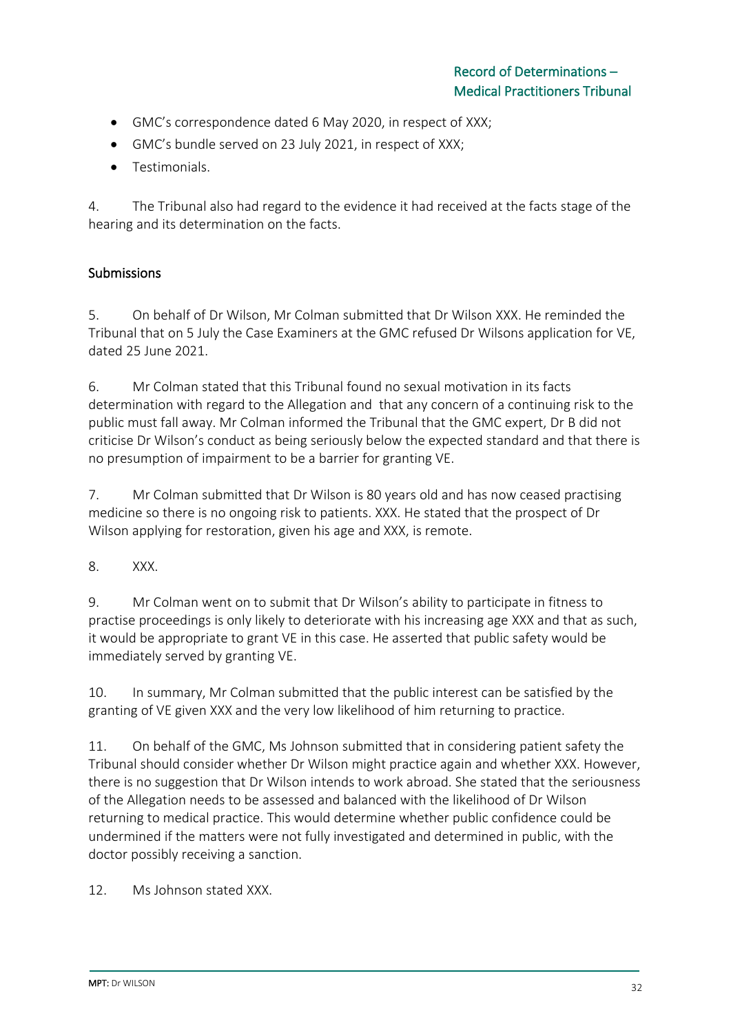- GMC's correspondence dated 6 May 2020, in respect of XXX;
- GMC's bundle served on 23 July 2021, in respect of XXX;
- Testimonials.

4. The Tribunal also had regard to the evidence it had received at the facts stage of the hearing and its determination on the facts.

## Submissions

5. On behalf of Dr Wilson, Mr Colman submitted that Dr Wilson XXX. He reminded the Tribunal that on 5 July the Case Examiners at the GMC refused Dr Wilsons application for VE, dated 25 June 2021.

6. Mr Colman stated that this Tribunal found no sexual motivation in its facts determination with regard to the Allegation and that any concern of a continuing risk to the public must fall away. Mr Colman informed the Tribunal that the GMC expert, Dr B did not criticise Dr Wilson's conduct as being seriously below the expected standard and that there is no presumption of impairment to be a barrier for granting VE.

7. Mr Colman submitted that Dr Wilson is 80 years old and has now ceased practising medicine so there is no ongoing risk to patients. XXX. He stated that the prospect of Dr Wilson applying for restoration, given his age and XXX, is remote.

8. XXX.

9. Mr Colman went on to submit that Dr Wilson's ability to participate in fitness to practise proceedings is only likely to deteriorate with his increasing age XXX and that as such, it would be appropriate to grant VE in this case. He asserted that public safety would be immediately served by granting VE.

10. In summary, Mr Colman submitted that the public interest can be satisfied by the granting of VE given XXX and the very low likelihood of him returning to practice.

11. On behalf of the GMC, Ms Johnson submitted that in considering patient safety the Tribunal should consider whether Dr Wilson might practice again and whether XXX. However, there is no suggestion that Dr Wilson intends to work abroad. She stated that the seriousness of the Allegation needs to be assessed and balanced with the likelihood of Dr Wilson returning to medical practice. This would determine whether public confidence could be undermined if the matters were not fully investigated and determined in public, with the doctor possibly receiving a sanction.

12. Ms Johnson stated XXX.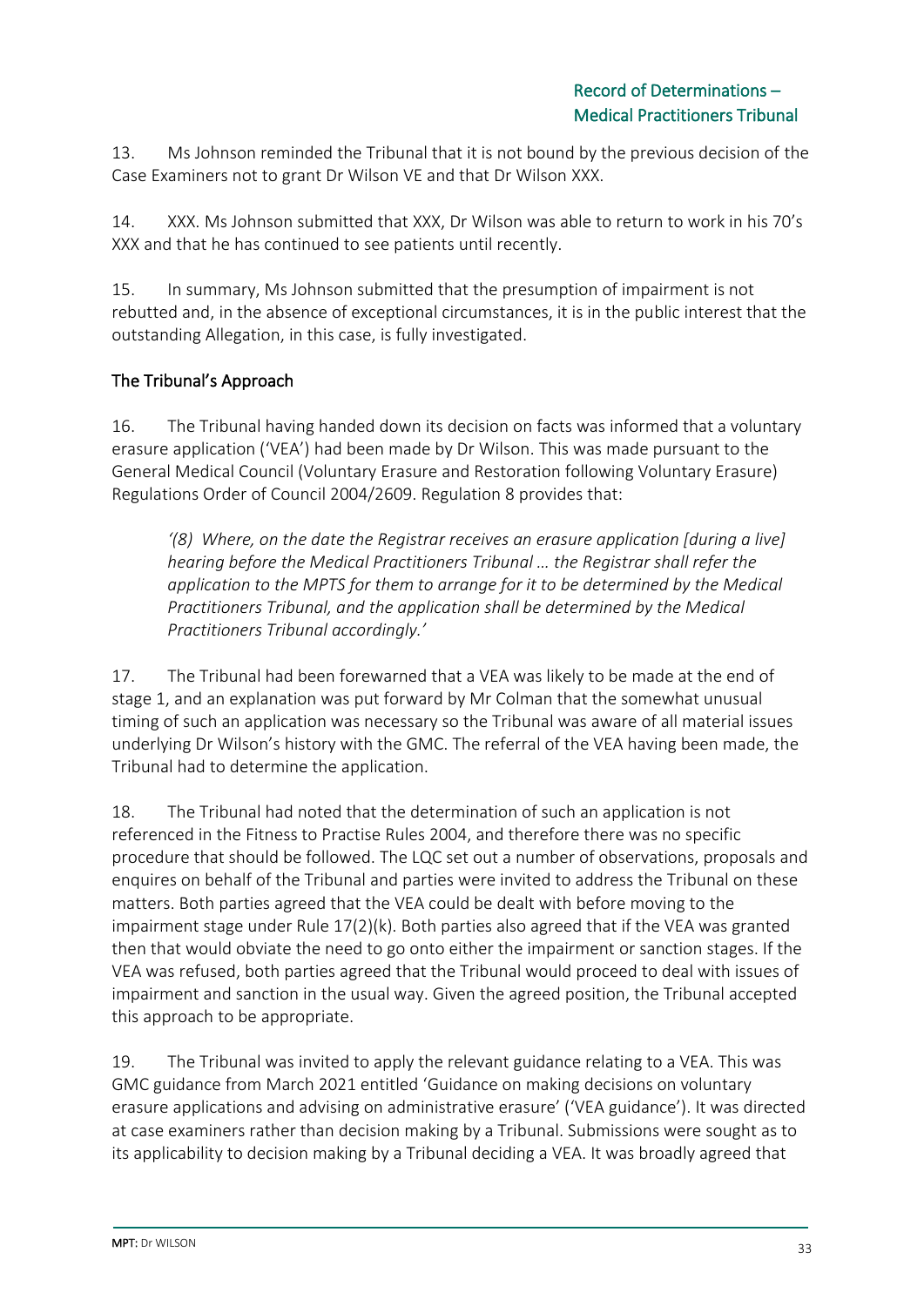13. Ms Johnson reminded the Tribunal that it is not bound by the previous decision of the Case Examiners not to grant Dr Wilson VE and that Dr Wilson XXX.

14. XXX. Ms Johnson submitted that XXX, Dr Wilson was able to return to work in his 70's XXX and that he has continued to see patients until recently.

15. In summary, Ms Johnson submitted that the presumption of impairment is not rebutted and, in the absence of exceptional circumstances, it is in the public interest that the outstanding Allegation, in this case, is fully investigated.

## The Tribunal's Approach

16. The Tribunal having handed down its decision on facts was informed that a voluntary erasure application ('VEA') had been made by Dr Wilson. This was made pursuant to the General Medical Council (Voluntary Erasure and Restoration following Voluntary Erasure) Regulations Order of Council 2004/2609. Regulation 8 provides that:

> *'(8) Where, on the date the Registrar receives an erasure application [during a live] hearing before the Medical Practitioners Tribunal … the Registrar shall refer the application to the MPTS for them to arrange for it to be determined by the Medical Practitioners Tribunal, and the application shall be determined by the Medical Practitioners Tribunal accordingly.'*

17. The Tribunal had been forewarned that a VEA was likely to be made at the end of stage 1, and an explanation was put forward by Mr Colman that the somewhat unusual timing of such an application was necessary so the Tribunal was aware of all material issues underlying Dr Wilson's history with the GMC. The referral of the VEA having been made, the Tribunal had to determine the application.

18. The Tribunal had noted that the determination of such an application is not referenced in the Fitness to Practise Rules 2004, and therefore there was no specific procedure that should be followed. The LQC set out a number of observations, proposals and enquires on behalf of the Tribunal and parties were invited to address the Tribunal on these matters. Both parties agreed that the VEA could be dealt with before moving to the impairment stage under Rule 17(2)(k). Both parties also agreed that if the VEA was granted then that would obviate the need to go onto either the impairment or sanction stages. If the VEA was refused, both parties agreed that the Tribunal would proceed to deal with issues of impairment and sanction in the usual way. Given the agreed position, the Tribunal accepted this approach to be appropriate.

19. The Tribunal was invited to apply the relevant guidance relating to a VEA. This was GMC guidance from March 2021 entitled 'Guidance on making decisions on voluntary erasure applications and advising on administrative erasure' ('VEA guidance'). It was directed at case examiners rather than decision making by a Tribunal. Submissions were sought as to its applicability to decision making by a Tribunal deciding a VEA. It was broadly agreed that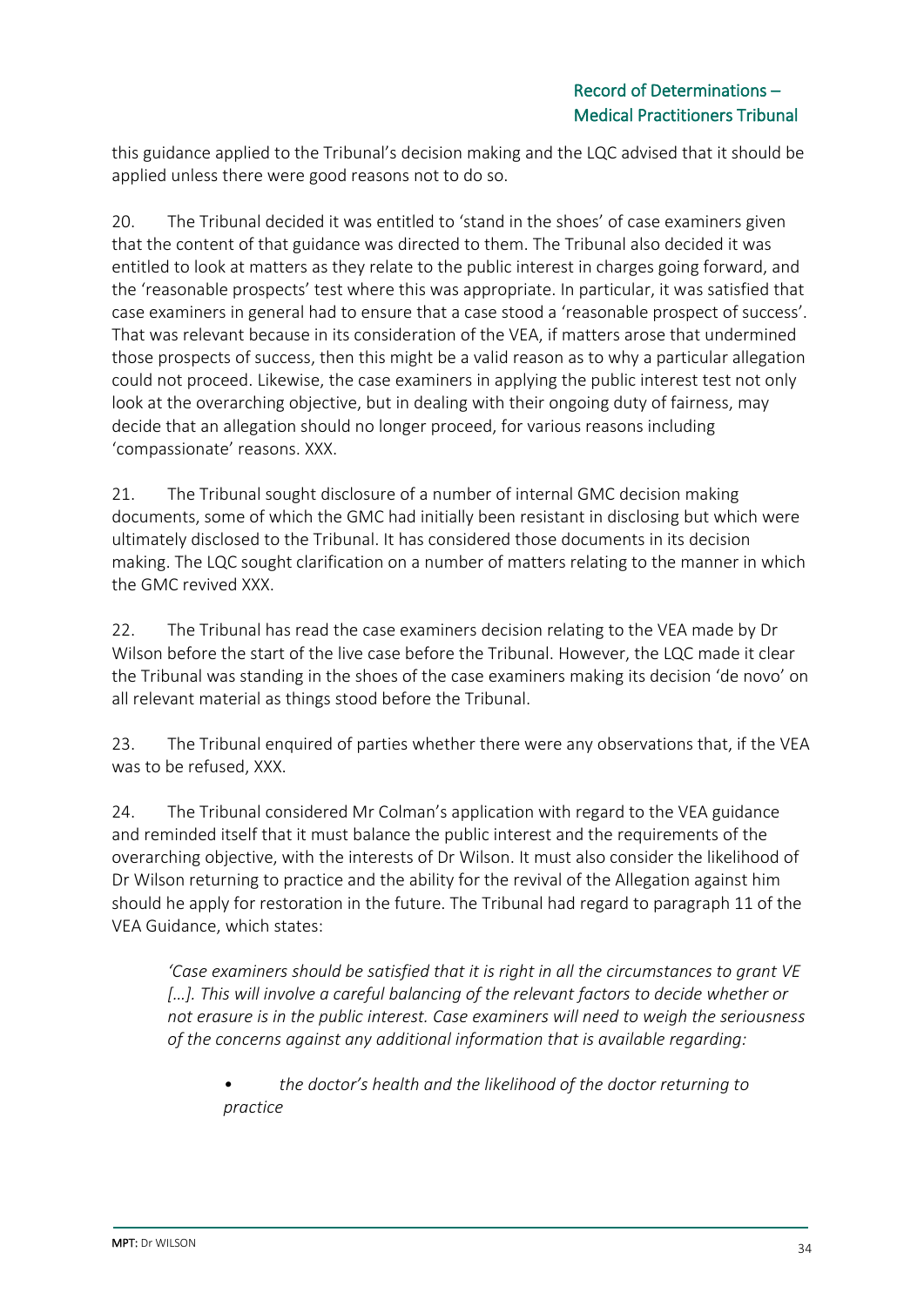this guidance applied to the Tribunal's decision making and the LQC advised that it should be applied unless there were good reasons not to do so.

20. The Tribunal decided it was entitled to 'stand in the shoes' of case examiners given that the content of that guidance was directed to them. The Tribunal also decided it was entitled to look at matters as they relate to the public interest in charges going forward, and the 'reasonable prospects' test where this was appropriate. In particular, it was satisfied that case examiners in general had to ensure that a case stood a 'reasonable prospect of success'. That was relevant because in its consideration of the VEA, if matters arose that undermined those prospects of success, then this might be a valid reason as to why a particular allegation could not proceed. Likewise, the case examiners in applying the public interest test not only look at the overarching objective, but in dealing with their ongoing duty of fairness, may decide that an allegation should no longer proceed, for various reasons including 'compassionate' reasons. XXX.

21. The Tribunal sought disclosure of a number of internal GMC decision making documents, some of which the GMC had initially been resistant in disclosing but which were ultimately disclosed to the Tribunal. It has considered those documents in its decision making. The LQC sought clarification on a number of matters relating to the manner in which the GMC revived XXX.

22. The Tribunal has read the case examiners decision relating to the VEA made by Dr Wilson before the start of the live case before the Tribunal. However, the LQC made it clear the Tribunal was standing in the shoes of the case examiners making its decision 'de novo' on all relevant material as things stood before the Tribunal.

23. The Tribunal enquired of parties whether there were any observations that, if the VEA was to be refused, XXX.

24. The Tribunal considered Mr Colman's application with regard to the VEA guidance and reminded itself that it must balance the public interest and the requirements of the overarching objective, with the interests of Dr Wilson. It must also consider the likelihood of Dr Wilson returning to practice and the ability for the revival of the Allegation against him should he apply for restoration in the future. The Tribunal had regard to paragraph 11 of the VEA Guidance, which states:

> *'Case examiners should be satisfied that it is right in all the circumstances to grant VE [...]. This will involve a careful balancing of the relevant factors to decide whether or not erasure is in the public interest. Case examiners will need to weigh the seriousness of the concerns against any additional information that is available regarding:*
>
> - *the doctor's health and the likelihood of the doctor returning to practice*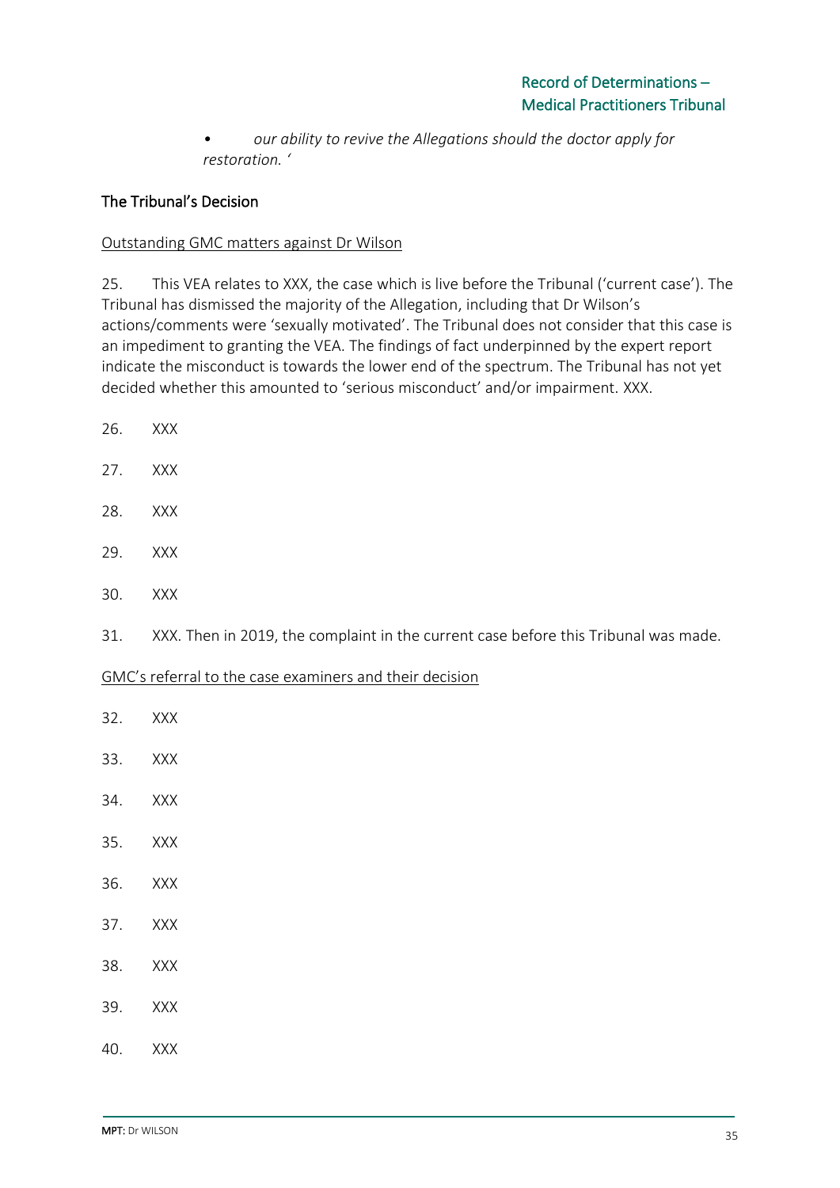- *our ability to revive the Allegations should the doctor apply for restoration. '*

## The Tribunal's Decision

Outstanding GMC matters against Dr Wilson

25. This VEA relates to XXX, the case which is live before the Tribunal ('current case'). The Tribunal has dismissed the majority of the Allegation, including that Dr Wilson's actions/comments were 'sexually motivated'. The Tribunal does not consider that this case is an impediment to granting the VEA. The findings of fact underpinned by the expert report indicate the misconduct is towards the lower end of the spectrum. The Tribunal has not yet decided whether this amounted to 'serious misconduct' and/or impairment. XXX.

26. XXX

27. XXX

28. XXX

29. XXX

30. XXX

31. XXX. Then in 2019, the complaint in the current case before this Tribunal was made.

GMC's referral to the case examiners and their decision

32. XXX

33. XXX

34. XXX

35. XXX

36. XXX

37. XXX

38. XXX

39. XXX

40. XXX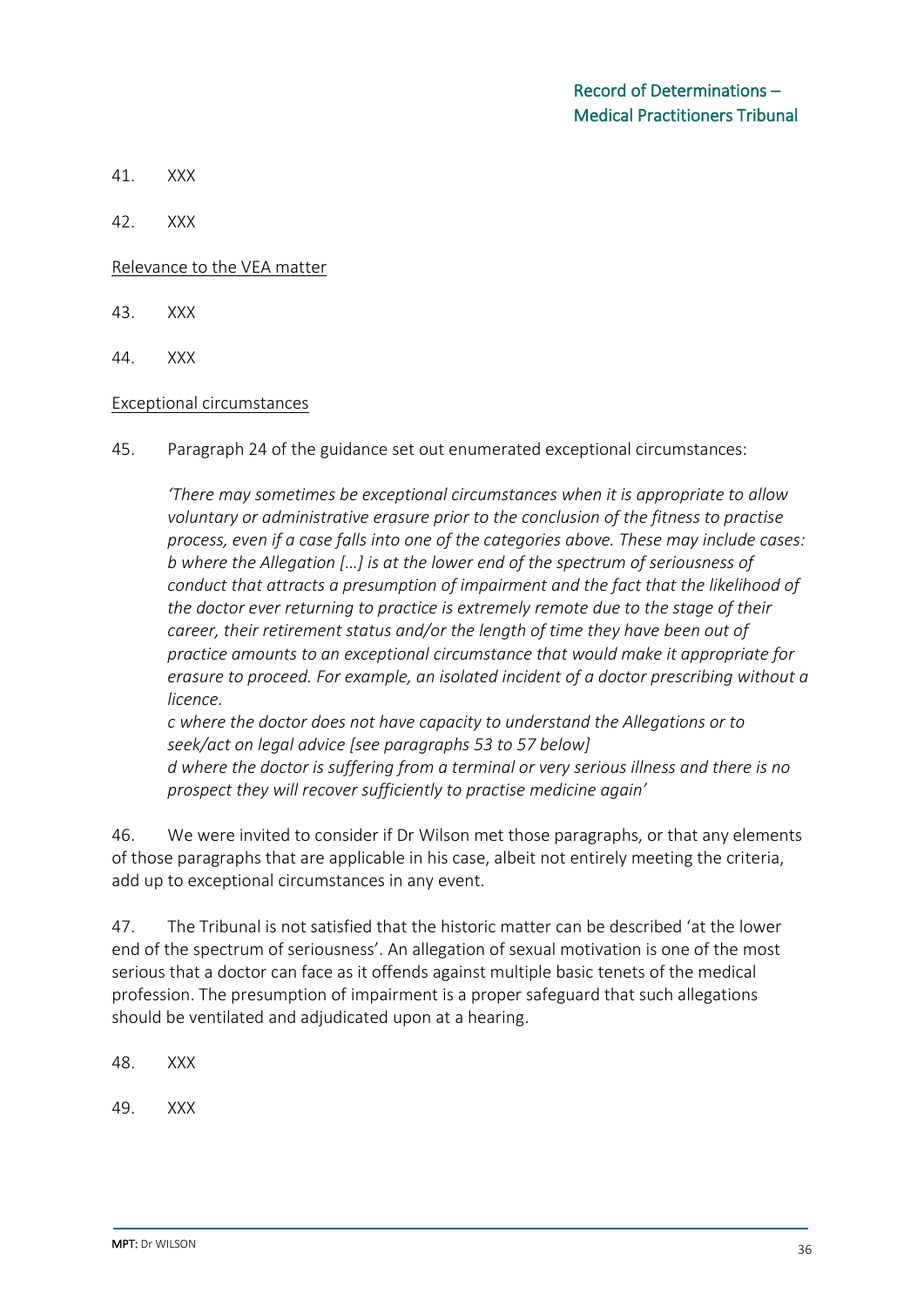41. XXX

42. XXX

Relevance to the VEA matter

43. XXX

44. XXX

Exceptional circumstances

45. Paragraph 24 of the guidance set out enumerated exceptional circumstances:

> *'There may sometimes be exceptional circumstances when it is appropriate to allow voluntary or administrative erasure prior to the conclusion of the fitness to practise process, even if a case falls into one of the categories above. These may include cases:*
> *b where the Allegation […] is at the lower end of the spectrum of seriousness of conduct that attracts a presumption of impairment and the fact that the likelihood of the doctor ever returning to practice is extremely remote due to the stage of their career, their retirement status and/or the length of time they have been out of practice amounts to an exceptional circumstance that would make it appropriate for erasure to proceed. For example, an isolated incident of a doctor prescribing without a licence.*
> *c where the doctor does not have capacity to understand the Allegations or to seek/act on legal advice [see paragraphs 53 to 57 below]*
> *d where the doctor is suffering from a terminal or very serious illness and there is no prospect they will recover sufficiently to practise medicine again'*

46. We were invited to consider if Dr Wilson met those paragraphs, or that any elements of those paragraphs that are applicable in his case, albeit not entirely meeting the criteria, add up to exceptional circumstances in any event.

47. The Tribunal is not satisfied that the historic matter can be described 'at the lower end of the spectrum of seriousness'. An allegation of sexual motivation is one of the most serious that a doctor can face as it offends against multiple basic tenets of the medical profession. The presumption of impairment is a proper safeguard that such allegations should be ventilated and adjudicated upon at a hearing.

48. XXX

49. XXX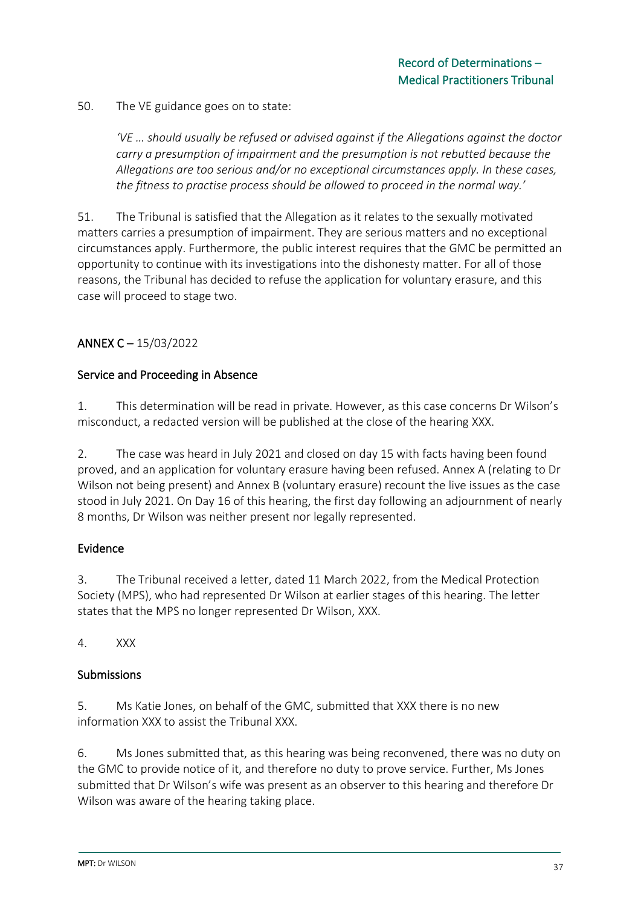50. The VE guidance goes on to state:

> *'VE … should usually be refused or advised against if the Allegations against the doctor carry a presumption of impairment and the presumption is not rebutted because the Allegations are too serious and/or no exceptional circumstances apply. In these cases, the fitness to practise process should be allowed to proceed in the normal way.'*

51. The Tribunal is satisfied that the Allegation as it relates to the sexually motivated matters carries a presumption of impairment. They are serious matters and no exceptional circumstances apply. Furthermore, the public interest requires that the GMC be permitted an opportunity to continue with its investigations into the dishonesty matter. For all of those reasons, the Tribunal has decided to refuse the application for voluntary erasure, and this case will proceed to stage two.

## ANNEX C – 15/03/2022

### Service and Proceeding in Absence

1. This determination will be read in private. However, as this case concerns Dr Wilson's misconduct, a redacted version will be published at the close of the hearing XXX.

2. The case was heard in July 2021 and closed on day 15 with facts having been found proved, and an application for voluntary erasure having been refused. Annex A (relating to Dr Wilson not being present) and Annex B (voluntary erasure) recount the live issues as the case stood in July 2021. On Day 16 of this hearing, the first day following an adjournment of nearly 8 months, Dr Wilson was neither present nor legally represented.

### Evidence

3. The Tribunal received a letter, dated 11 March 2022, from the Medical Protection Society (MPS), who had represented Dr Wilson at earlier stages of this hearing. The letter states that the MPS no longer represented Dr Wilson, XXX.

4. XXX

### Submissions

5. Ms Katie Jones, on behalf of the GMC, submitted that XXX there is no new information XXX to assist the Tribunal XXX.

6. Ms Jones submitted that, as this hearing was being reconvened, there was no duty on the GMC to provide notice of it, and therefore no duty to prove service. Further, Ms Jones submitted that Dr Wilson's wife was present as an observer to this hearing and therefore Dr Wilson was aware of the hearing taking place.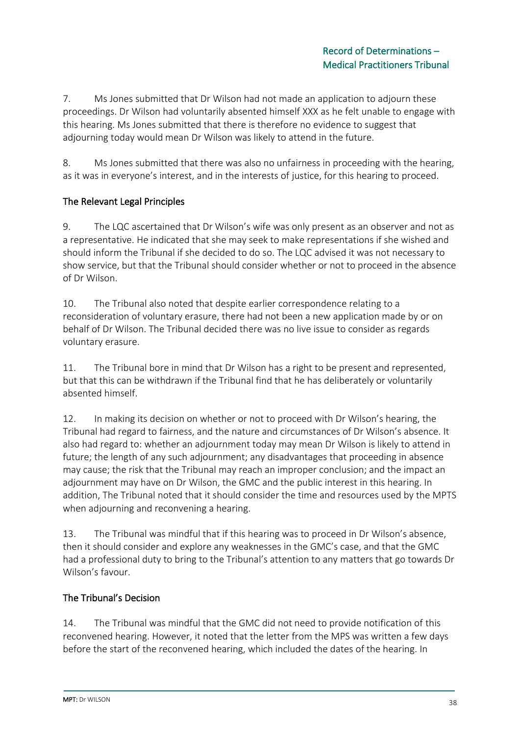7. Ms Jones submitted that Dr Wilson had not made an application to adjourn these proceedings. Dr Wilson had voluntarily absented himself XXX as he felt unable to engage with this hearing. Ms Jones submitted that there is therefore no evidence to suggest that adjourning today would mean Dr Wilson was likely to attend in the future.

8. Ms Jones submitted that there was also no unfairness in proceeding with the hearing, as it was in everyone's interest, and in the interests of justice, for this hearing to proceed.

## The Relevant Legal Principles

9. The LQC ascertained that Dr Wilson's wife was only present as an observer and not as a representative. He indicated that she may seek to make representations if she wished and should inform the Tribunal if she decided to do so. The LQC advised it was not necessary to show service, but that the Tribunal should consider whether or not to proceed in the absence of Dr Wilson.

10. The Tribunal also noted that despite earlier correspondence relating to a reconsideration of voluntary erasure, there had not been a new application made by or on behalf of Dr Wilson. The Tribunal decided there was no live issue to consider as regards voluntary erasure.

11. The Tribunal bore in mind that Dr Wilson has a right to be present and represented, but that this can be withdrawn if the Tribunal find that he has deliberately or voluntarily absented himself.

12. In making its decision on whether or not to proceed with Dr Wilson's hearing, the Tribunal had regard to fairness, and the nature and circumstances of Dr Wilson's absence. It also had regard to: whether an adjournment today may mean Dr Wilson is likely to attend in future; the length of any such adjournment; any disadvantages that proceeding in absence may cause; the risk that the Tribunal may reach an improper conclusion; and the impact an adjournment may have on Dr Wilson, the GMC and the public interest in this hearing. In addition, The Tribunal noted that it should consider the time and resources used by the MPTS when adjourning and reconvening a hearing.

13. The Tribunal was mindful that if this hearing was to proceed in Dr Wilson's absence, then it should consider and explore any weaknesses in the GMC's case, and that the GMC had a professional duty to bring to the Tribunal's attention to any matters that go towards Dr Wilson's favour.

## The Tribunal's Decision

14. The Tribunal was mindful that the GMC did not need to provide notification of this reconvened hearing. However, it noted that the letter from the MPS was written a few days before the start of the reconvened hearing, which included the dates of the hearing. In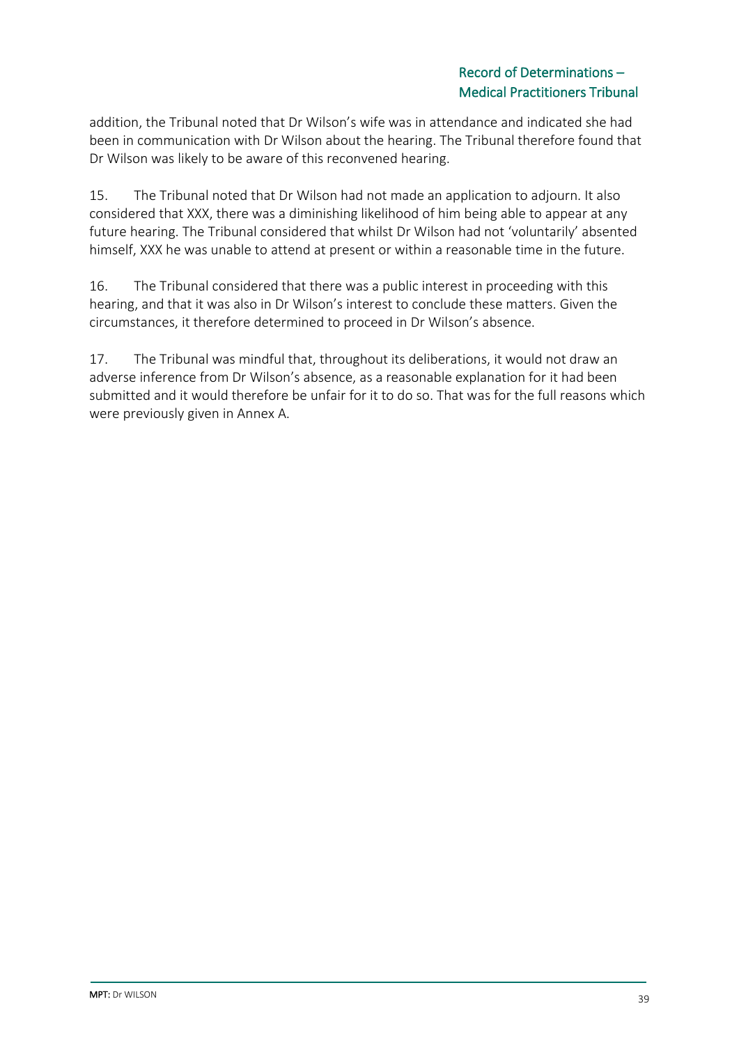addition, the Tribunal noted that Dr Wilson's wife was in attendance and indicated she had been in communication with Dr Wilson about the hearing. The Tribunal therefore found that Dr Wilson was likely to be aware of this reconvened hearing.

15. The Tribunal noted that Dr Wilson had not made an application to adjourn. It also considered that XXX, there was a diminishing likelihood of him being able to appear at any future hearing. The Tribunal considered that whilst Dr Wilson had not 'voluntarily' absented himself, XXX he was unable to attend at present or within a reasonable time in the future.

16. The Tribunal considered that there was a public interest in proceeding with this hearing, and that it was also in Dr Wilson's interest to conclude these matters. Given the circumstances, it therefore determined to proceed in Dr Wilson's absence.

17. The Tribunal was mindful that, throughout its deliberations, it would not draw an adverse inference from Dr Wilson's absence, as a reasonable explanation for it had been submitted and it would therefore be unfair for it to do so. That was for the full reasons which were previously given in Annex A.